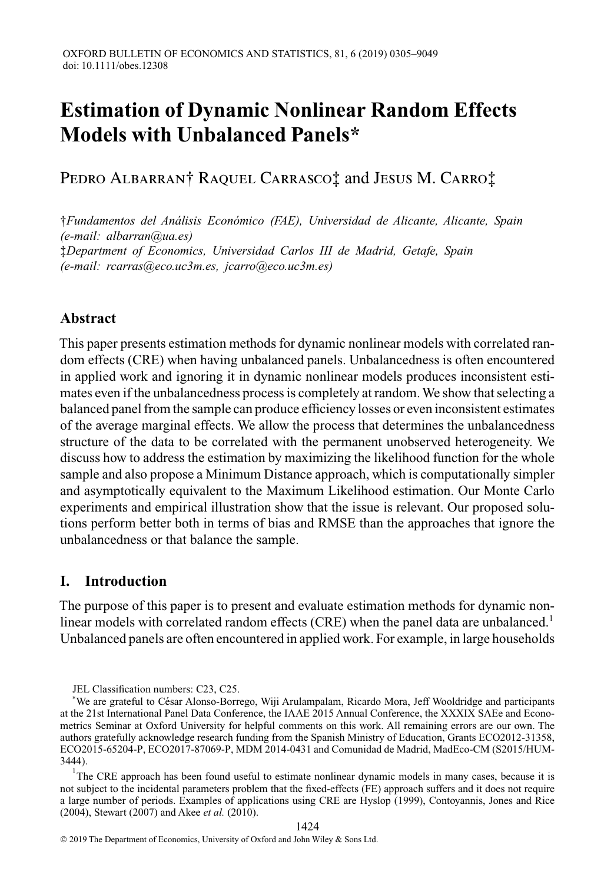# Estimation of Dynamic Nonlinear Random Effects Models with Unbalanced Panels*

Pedro Albarran† Raquel Carrasco‡ and Jesus M. Carro‡

†*Fundamentos del Análisis Económico (FAE), Universidad de Alicante, Alicante, Spain (e-mail: albarran@ua.es)*
‡*Department of Economics, Universidad Carlos III de Madrid, Getafe, Spain (e-mail: rcarras@eco.uc3m.es, jcarro@eco.uc3m.es)*

## Abstract

This paper presents estimation methods for dynamic nonlinear models with correlated random effects (CRE) when having unbalanced panels. Unbalancedness is often encountered in applied work and ignoring it in dynamic nonlinear models produces inconsistent estimates even if the unbalancedness process is completely at random. We show that selecting a balanced panel from the sample can produce efficiency losses or even inconsistent estimates of the average marginal effects. We allow the process that determines the unbalancedness structure of the data to be correlated with the permanent unobserved heterogeneity. We discuss how to address the estimation by maximizing the likelihood function for the whole sample and also propose a Minimum Distance approach, which is computationally simpler and asymptotically equivalent to the Maximum Likelihood estimation. Our Monte Carlo experiments and empirical illustration show that the issue is relevant. Our proposed solutions perform better both in terms of bias and RMSE than the approaches that ignore the unbalancedness or that balance the sample.

## I. Introduction

The purpose of this paper is to present and evaluate estimation methods for dynamic nonlinear models with correlated random effects (CRE) when the panel data are unbalanced.[1] Unbalanced panels are often encountered in applied work. For example, in large households

JEL Classification numbers: C23, C25.

*We are grateful to César Alonso-Borrego, Wiji Arulampalam, Ricardo Mora, Jeff Wooldridge and participants at the 21st International Panel Data Conference, the IAAE 2015 Annual Conference, the XXXIX SAEe and Econometrics Seminar at Oxford University for helpful comments on this work. All remaining errors are our own. The authors gratefully acknowledge research funding from the Spanish Ministry of Education, Grants ECO2012-31358, ECO2015-65204-P, ECO2017-87069-P, MDM 2014-0431 and Comunidad de Madrid, MadEco-CM (S2015/HUM-3444).

[1] The CRE approach has been found useful to estimate nonlinear dynamic models in many cases, because it is not subject to the incidental parameters problem that the fixed-effects (FE) approach suffers and it does not require a large number of periods. Examples of applications using CRE are Hyslop (1999), Contoyannis, Jones and Rice (2004), Stewart (2007) and Akee *et al.* (2010).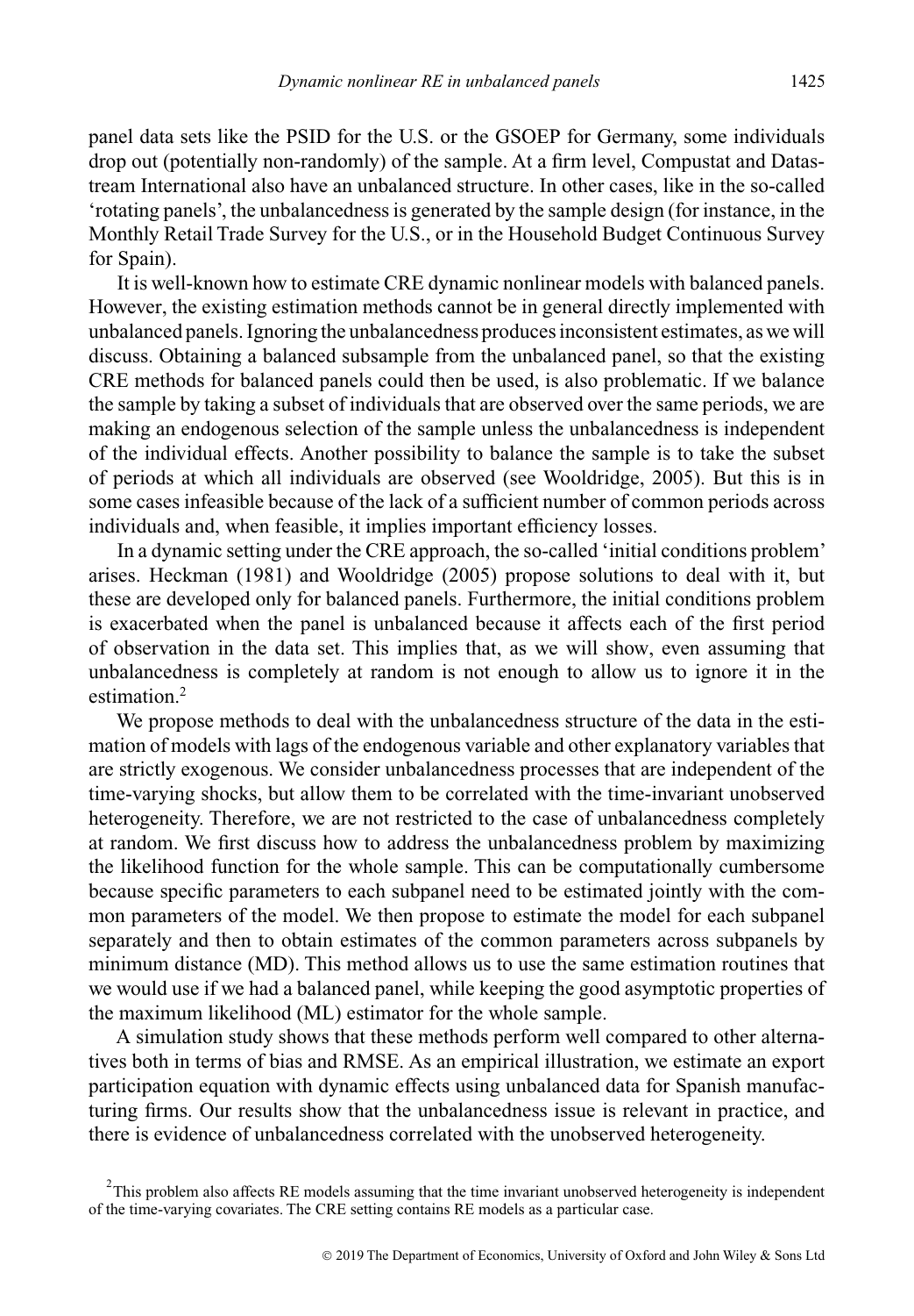panel data sets like the PSID for the U.S. or the GSOEP for Germany, some individuals drop out (potentially non-randomly) of the sample. At a firm level, Compustat and Datastream International also have an unbalanced structure. In other cases, like in the so-called 'rotating panels', the unbalancedness is generated by the sample design (for instance, in the Monthly Retail Trade Survey for the U.S., or in the Household Budget Continuous Survey for Spain).

It is well-known how to estimate CRE dynamic nonlinear models with balanced panels. However, the existing estimation methods cannot be in general directly implemented with unbalanced panels. Ignoring the unbalancedness produces inconsistent estimates, as we will discuss. Obtaining a balanced subsample from the unbalanced panel, so that the existing CRE methods for balanced panels could then be used, is also problematic. If we balance the sample by taking a subset of individuals that are observed over the same periods, we are making an endogenous selection of the sample unless the unbalancedness is independent of the individual effects. Another possibility to balance the sample is to take the subset of periods at which all individuals are observed (see Wooldridge, 2005). But this is in some cases infeasible because of the lack of a sufficient number of common periods across individuals and, when feasible, it implies important efficiency losses.

In a dynamic setting under the CRE approach, the so-called 'initial conditions problem' arises. Heckman (1981) and Wooldridge (2005) propose solutions to deal with it, but these are developed only for balanced panels. Furthermore, the initial conditions problem is exacerbated when the panel is unbalanced because it affects each of the first period of observation in the data set. This implies that, as we will show, even assuming that unbalancedness is completely at random is not enough to allow us to ignore it in the estimation.[2]

We propose methods to deal with the unbalancedness structure of the data in the estimation of models with lags of the endogenous variable and other explanatory variables that are strictly exogenous. We consider unbalancedness processes that are independent of the time-varying shocks, but allow them to be correlated with the time-invariant unobserved heterogeneity. Therefore, we are not restricted to the case of unbalancedness completely at random. We first discuss how to address the unbalancedness problem by maximizing the likelihood function for the whole sample. This can be computationally cumbersome because specific parameters to each subpanel need to be estimated jointly with the common parameters of the model. We then propose to estimate the model for each subpanel separately and then to obtain estimates of the common parameters across subpanels by minimum distance (MD). This method allows us to use the same estimation routines that we would use if we had a balanced panel, while keeping the good asymptotic properties of the maximum likelihood (ML) estimator for the whole sample.

A simulation study shows that these methods perform well compared to other alternatives both in terms of bias and RMSE. As an empirical illustration, we estimate an export participation equation with dynamic effects using unbalanced data for Spanish manufacturing firms. Our results show that the unbalancedness issue is relevant in practice, and there is evidence of unbalancedness correlated with the unobserved heterogeneity.

[2] This problem also affects RE models assuming that the time invariant unobserved heterogeneity is independent of the time-varying covariates. The CRE setting contains RE models as a particular case.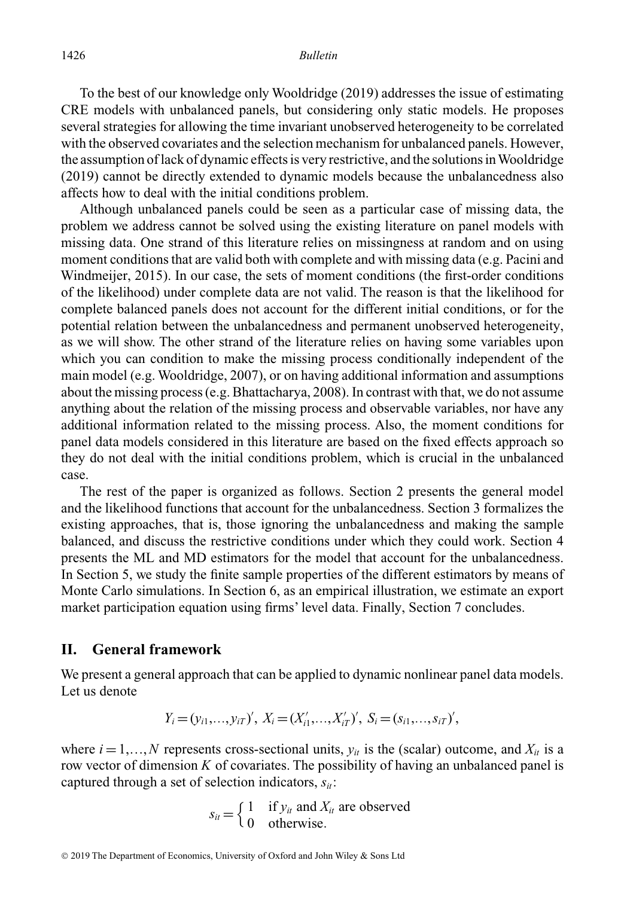To the best of our knowledge only Wooldridge (2019) addresses the issue of estimating CRE models with unbalanced panels, but considering only static models. He proposes several strategies for allowing the time invariant unobserved heterogeneity to be correlated with the observed covariates and the selection mechanism for unbalanced panels. However, the assumption of lack of dynamic effects is very restrictive, and the solutions in Wooldridge (2019) cannot be directly extended to dynamic models because the unbalancedness also affects how to deal with the initial conditions problem.

Although unbalanced panels could be seen as a particular case of missing data, the problem we address cannot be solved using the existing literature on panel models with missing data. One strand of this literature relies on missingness at random and on using moment conditions that are valid both with complete and with missing data (e.g. Pacini and Windmeijer, 2015). In our case, the sets of moment conditions (the first-order conditions of the likelihood) under complete data are not valid. The reason is that the likelihood for complete balanced panels does not account for the different initial conditions, or for the potential relation between the unbalancedness and permanent unobserved heterogeneity, as we will show. The other strand of the literature relies on having some variables upon which you can condition to make the missing process conditionally independent of the main model (e.g. Wooldridge, 2007), or on having additional information and assumptions about the missing process (e.g. Bhattacharya, 2008). In contrast with that, we do not assume anything about the relation of the missing process and observable variables, nor have any additional information related to the missing process. Also, the moment conditions for panel data models considered in this literature are based on the fixed effects approach so they do not deal with the initial conditions problem, which is crucial in the unbalanced case.

The rest of the paper is organized as follows. Section 2 presents the general model and the likelihood functions that account for the unbalancedness. Section 3 formalizes the existing approaches, that is, those ignoring the unbalancedness and making the sample balanced, and discuss the restrictive conditions under which they could work. Section 4 presents the ML and MD estimators for the model that account for the unbalancedness. In Section 5, we study the finite sample properties of the different estimators by means of Monte Carlo simulations. In Section 6, as an empirical illustration, we estimate an export market participation equation using firms' level data. Finally, Section 7 concludes.

## II. General framework

We present a general approach that can be applied to dynamic nonlinear panel data models. Let us denote

$$Y_i = (y_{i1}, \ldots, y_{iT})',\ X_i = (X_{i1}', \ldots, X_{iT}')',\ S_i = (s_{i1}, \ldots, s_{iT})',$$

where $i = 1, \ldots, N$ represents cross-sectional units, $y_{it}$ is the (scalar) outcome, and $X_{it}$ is a row vector of dimension $K$ of covariates. The possibility of having an unbalanced panel is captured through a set of selection indicators, $s_{it}$:

$$s_{it} = \begin{cases} 1 & \text{if } y_{it} \text{ and } X_{it} \text{ are observed} \\ 0 & \text{otherwise.} \end{cases}$$

© 2019 The Department of Economics, University of Oxford and John Wiley & Sons Ltd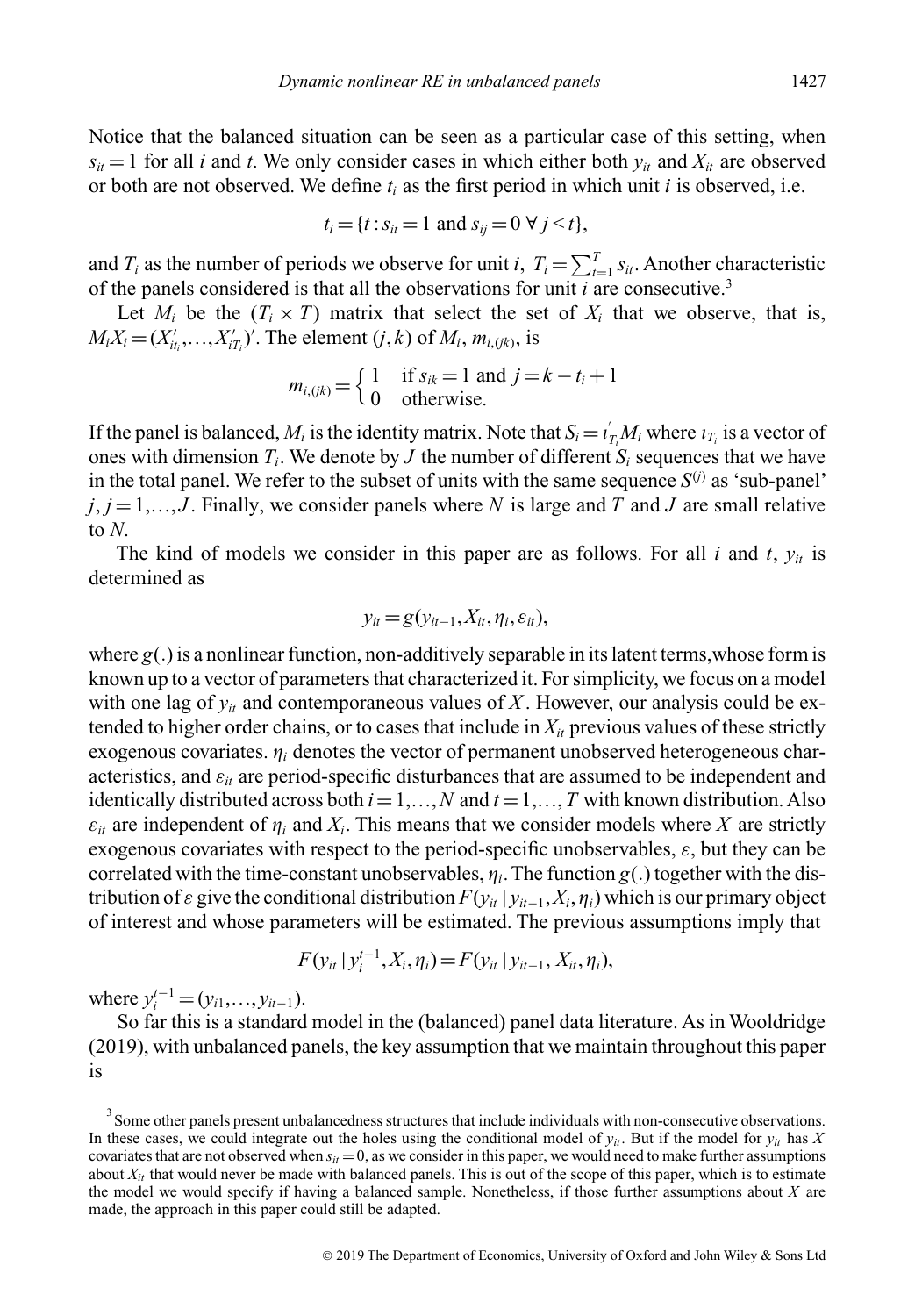Notice that the balanced situation can be seen as a particular case of this setting, when $s_{it}=1$ for all $i$ and $t$. We only consider cases in which either both $y_{it}$ and $X_{it}$ are observed or both are not observed. We define $t_i$ as the first period in which unit $i$ is observed, i.e.

$$t_i = \{t : s_{it} = 1 \text{ and } s_{ij} = 0 \ \forall\, j < t\},$$

and $T_i$ as the number of periods we observe for unit $i$, $T_i = \sum_{t=1}^{T} s_{it}$. Another characteristic of the panels considered is that all the observations for unit $i$ are consecutive.[3]

Let $M_i$ be the $(T_i \times T)$ matrix that select the set of $X_i$ that we observe, that is, $M_i X_i = (X'_{it_i}, \ldots, X'_{iT_i})'$. The element $(j,k)$ of $M_i$, $m_{i,(jk)}$, is

$$m_{i,(jk)} = \begin{cases} 1 & \text{if } s_{ik} = 1 \text{ and } j = k - t_i + 1 \\ 0 & \text{otherwise.} \end{cases}$$

If the panel is balanced, $M_i$ is the identity matrix. Note that $S_i = \iota'_{T_i} M_i$ where $\iota_{T_i}$ is a vector of ones with dimension $T_i$. We denote by $J$ the number of different $S_i$ sequences that we have in the total panel. We refer to the subset of units with the same sequence $S^{(j)}$ as 'sub-panel' $j, j=1,\ldots,J$. Finally, we consider panels where $N$ is large and $T$ and $J$ are small relative to $N$.

The kind of models we consider in this paper are as follows. For all $i$ and $t$, $y_{it}$ is determined as

$$y_{it} = g(y_{it-1}, X_{it}, \eta_i, \varepsilon_{it}),$$

where $g(.)$ is a nonlinear function, non-additively separable in its latent terms,whose form is known up to a vector of parameters that characterized it. For simplicity, we focus on a model with one lag of $y_{it}$ and contemporaneous values of $X$. However, our analysis could be extended to higher order chains, or to cases that include in $X_{it}$ previous values of these strictly exogenous covariates. $\eta_i$ denotes the vector of permanent unobserved heterogeneous characteristics, and $\varepsilon_{it}$ are period-specific disturbances that are assumed to be independent and identically distributed across both $i=1,\ldots,N$ and $t=1,\ldots,T$ with known distribution. Also $\varepsilon_{it}$ are independent of $\eta_i$ and $X_i$. This means that we consider models where $X$ are strictly exogenous covariates with respect to the period-specific unobservables, $\varepsilon$, but they can be correlated with the time-constant unobservables, $\eta_i$. The function $g(.)$ together with the distribution of $\varepsilon$ give the conditional distribution $F(y_{it} \mid y_{it-1}, X_i, \eta_i)$ which is our primary object of interest and whose parameters will be estimated. The previous assumptions imply that

$$F(y_{it} \mid y_i^{t-1}, X_i, \eta_i) = F(y_{it} \mid y_{it-1}, X_{it}, \eta_i),$$

where $y_i^{t-1} = (y_{i1}, \ldots, y_{it-1})$.

So far this is a standard model in the (balanced) panel data literature. As in Wooldridge (2019), with unbalanced panels, the key assumption that we maintain throughout this paper is

[3] Some other panels present unbalancedness structures that include individuals with non-consecutive observations. In these cases, we could integrate out the holes using the conditional model of $y_{it}$. But if the model for $y_{it}$ has $X$ covariates that are not observed when $s_{it}=0$, as we consider in this paper, we would need to make further assumptions about $X_{it}$ that would never be made with balanced panels. This is out of the scope of this paper, which is to estimate the model we would specify if having a balanced sample. Nonetheless, if those further assumptions about $X$ are made, the approach in this paper could still be adapted.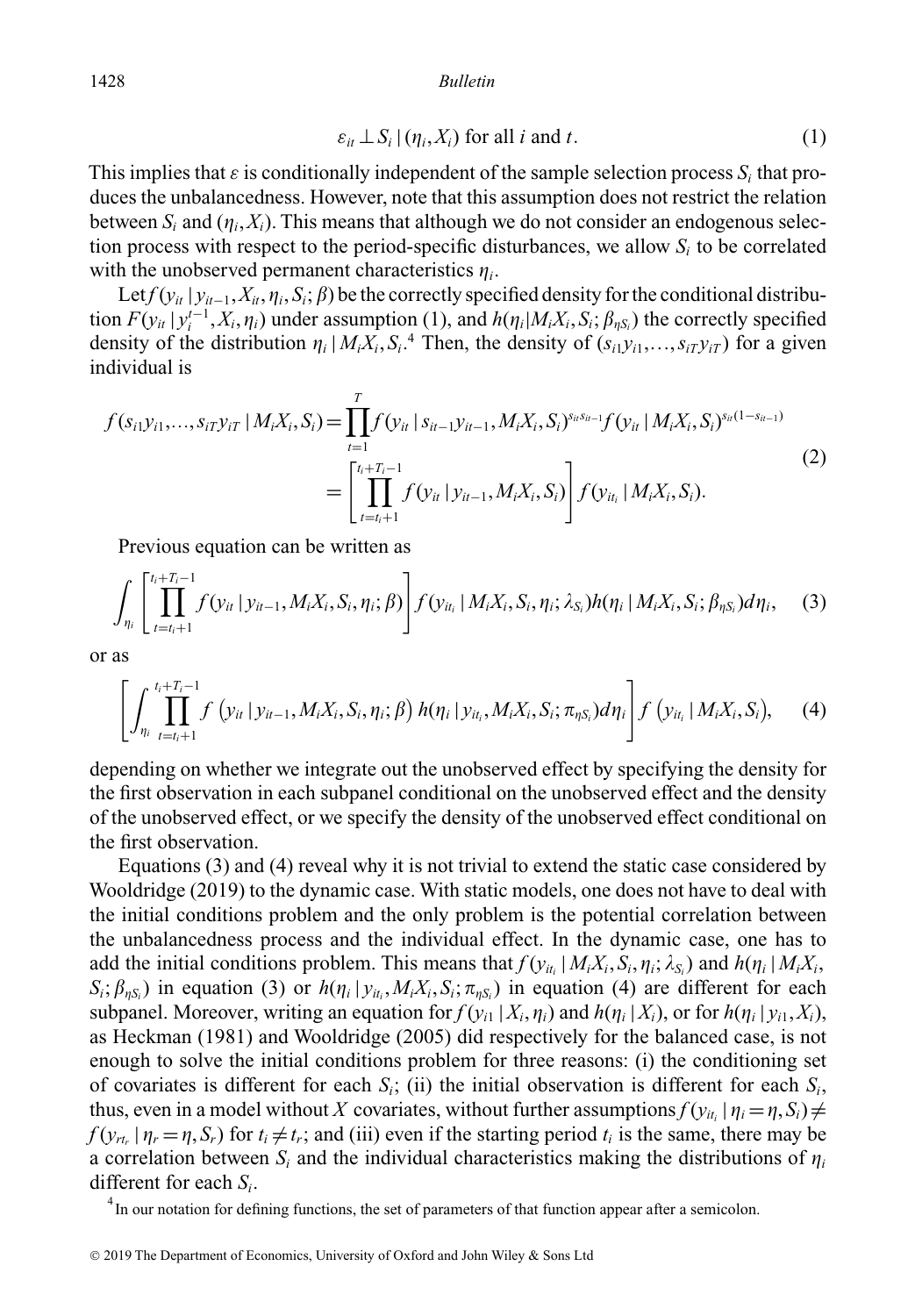$$\varepsilon_{it} \perp S_i \,|\, (\eta_i, X_i) \text{ for all } i \text{ and } t. \tag{1}$$

This implies that $\varepsilon$ is conditionally independent of the sample selection process $S_i$ that produces the unbalancedness. However, note that this assumption does not restrict the relation between $S_i$ and $(\eta_i, X_i)$. This means that although we do not consider an endogenous selection process with respect to the period-specific disturbances, we allow $S_i$ to be correlated with the unobserved permanent characteristics $\eta_i$.

Let $f(y_{it} \,|\, y_{it-1}, X_{it}, \eta_i, S_i; \beta)$ be the correctly specified density for the conditional distribution $F(y_{it} \,|\, y_i^{t-1}, X_i, \eta_i)$ under assumption (1), and $h(\eta_i | M_i X_i, S_i; \beta_{\eta S_i})$ the correctly specified density of the distribution $\eta_i \,|\, M_i X_i, S_i$.[4] Then, the density of $(s_{i1}y_{i1}, \ldots, s_{iT}y_{iT})$ for a given individual is

$$\begin{aligned} f(s_{i1}y_{i1}, \ldots, s_{iT}y_{iT} \,|\, M_i X_i, S_i) &= \prod_{t=1}^{T} f(y_{it} \,|\, s_{it-1}y_{it-1}, M_i X_i, S_i)^{s_{it}s_{it-1}} f(y_{it} \,|\, M_i X_i, S_i)^{s_{it}(1-s_{it-1})} \\ &= \left[ \prod_{t=t_i+1}^{t_i+T_i-1} f(y_{it} \,|\, y_{it-1}, M_i X_i, S_i) \right] f(y_{it_i} \,|\, M_i X_i, S_i). \end{aligned} \tag{2}$$

Previous equation can be written as

$$\int_{\eta_i} \left[ \prod_{t=t_i+1}^{t_i+T_i-1} f(y_{it} \,|\, y_{it-1}, M_i X_i, S_i, \eta_i; \beta) \right] f(y_{it_i} \,|\, M_i X_i, S_i, \eta_i; \lambda_{S_i}) h(\eta_i \,|\, M_i X_i, S_i; \beta_{\eta S_i}) d\eta_i, \tag{3}$$

or as

$$\left[ \int_{\eta_i} \prod_{t=t_i+1}^{t_i+T_i-1} f\left(y_{it} \,|\, y_{it-1}, M_i X_i, S_i, \eta_i; \beta\right) h(\eta_i \,|\, y_{it_i}, M_i X_i, S_i; \pi_{\eta S_i}) d\eta_i \right] f\left(y_{it_i} \,|\, M_i X_i, S_i\right), \tag{4}$$

depending on whether we integrate out the unobserved effect by specifying the density for the first observation in each subpanel conditional on the unobserved effect and the density of the unobserved effect, or we specify the density of the unobserved effect conditional on the first observation.

Equations (3) and (4) reveal why it is not trivial to extend the static case considered by Wooldridge (2019) to the dynamic case. With static models, one does not have to deal with the initial conditions problem and the only problem is the potential correlation between the unbalancedness process and the individual effect. In the dynamic case, one has to add the initial conditions problem. This means that $f(y_{it_i} \,|\, M_i X_i, S_i, \eta_i; \lambda_{S_i})$ and $h(\eta_i \,|\, M_i X_i, S_i; \beta_{\eta S_i})$ in equation (3) or $h(\eta_i \,|\, y_{it_i}, M_i X_i, S_i; \pi_{\eta S_i})$ in equation (4) are different for each subpanel. Moreover, writing an equation for $f(y_{i1} \,|\, X_i, \eta_i)$ and $h(\eta_i \,|\, X_i)$, or for $h(\eta_i \,|\, y_{i1}, X_i)$, as Heckman (1981) and Wooldridge (2005) did respectively for the balanced case, is not enough to solve the initial conditions problem for three reasons: (i) the conditioning set of covariates is different for each $S_i$; (ii) the initial observation is different for each $S_i$, thus, even in a model without $X$ covariates, without further assumptions $f(y_{it_i} \,|\, \eta_i = \eta, S_i) \neq f(y_{rt_r} \,|\, \eta_r = \eta, S_r)$ for $t_i \neq t_r$; and (iii) even if the starting period $t_i$ is the same, there may be a correlation between $S_i$ and the individual characteristics making the distributions of $\eta_i$ different for each $S_i$.

[4] In our notation for defining functions, the set of parameters of that function appear after a semicolon.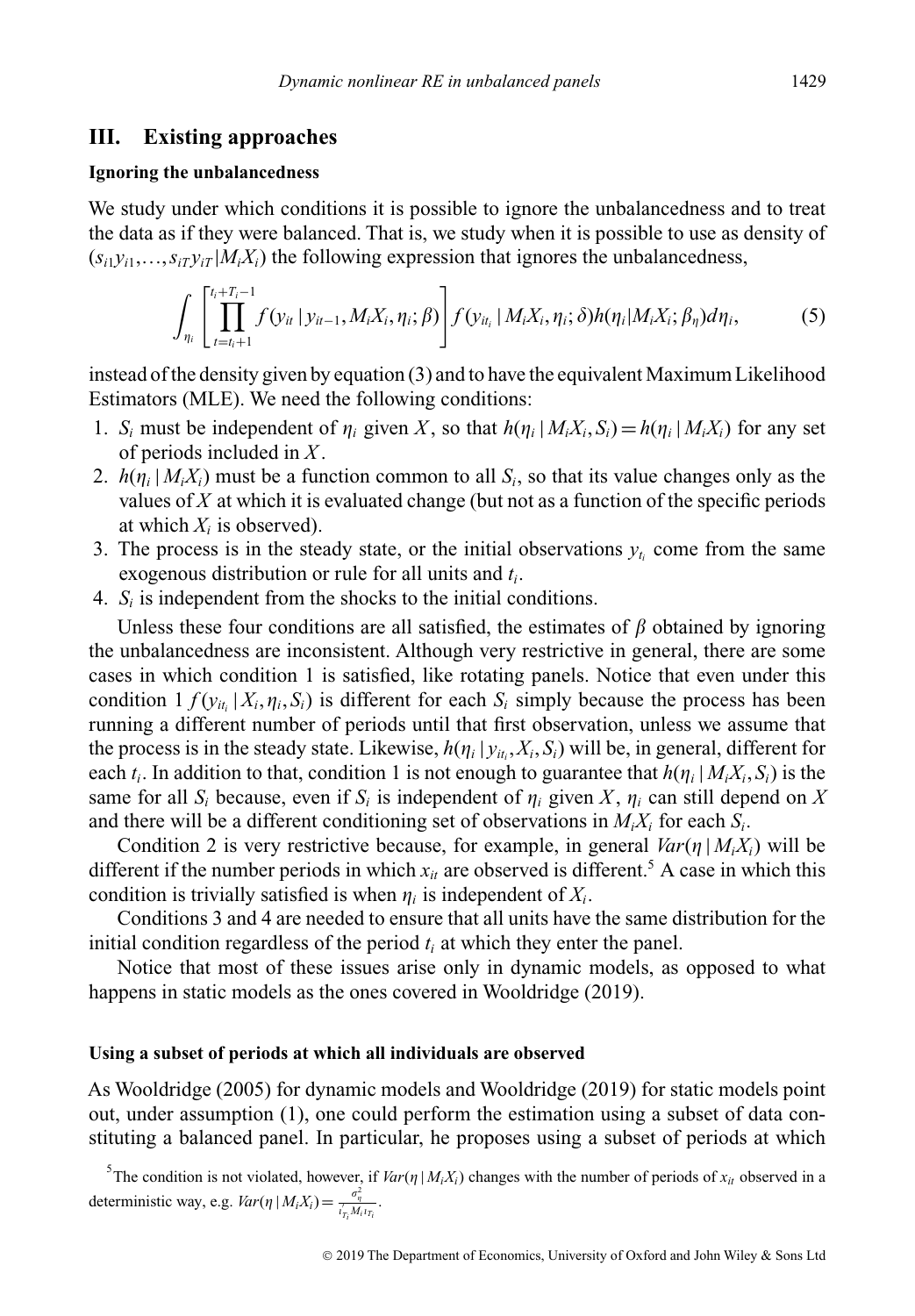## III. Existing approaches

### Ignoring the unbalancedness

We study under which conditions it is possible to ignore the unbalancedness and to treat the data as if they were balanced. That is, we study when it is possible to use as density of $(s_{i1}y_{i1}, \ldots, s_{iT}y_{iT}|M_iX_i)$ the following expression that ignores the unbalancedness,

$$\int_{\eta_i}\left[\prod_{t=t_i+1}^{t_i+T_i-1} f(y_{it}\,|\,y_{it-1}, M_iX_i, \eta_i; \beta)\right] f(y_{it_i}\,|\,M_iX_i, \eta_i; \delta) h(\eta_i|M_iX_i; \beta_\eta) d\eta_i, \tag{5}$$

instead of the density given by equation (3) and to have the equivalent Maximum Likelihood Estimators (MLE). We need the following conditions:

1. $S_i$ must be independent of $\eta_i$ given $X$, so that $h(\eta_i\,|\,M_iX_i, S_i) = h(\eta_i\,|\,M_iX_i)$ for any set of periods included in $X$.
2. $h(\eta_i\,|\,M_iX_i)$ must be a function common to all $S_i$, so that its value changes only as the values of $X$ at which it is evaluated change (but not as a function of the specific periods at which $X_i$ is observed).
3. The process is in the steady state, or the initial observations $y_{t_i}$ come from the same exogenous distribution or rule for all units and $t_i$.
4. $S_i$ is independent from the shocks to the initial conditions.

Unless these four conditions are all satisfied, the estimates of $\beta$ obtained by ignoring the unbalancedness are inconsistent. Although very restrictive in general, there are some cases in which condition 1 is satisfied, like rotating panels. Notice that even under this condition 1 $f(y_{it_i}\,|\,X_i, \eta_i, S_i)$ is different for each $S_i$ simply because the process has been running a different number of periods until that first observation, unless we assume that the process is in the steady state. Likewise, $h(\eta_i\,|\,y_{it_i}, X_i, S_i)$ will be, in general, different for each $t_i$. In addition to that, condition 1 is not enough to guarantee that $h(\eta_i\,|\,M_iX_i, S_i)$ is the same for all $S_i$ because, even if $S_i$ is independent of $\eta_i$ given $X$, $\eta_i$ can still depend on $X$ and there will be a different conditioning set of observations in $M_iX_i$ for each $S_i$.

Condition 2 is very restrictive because, for example, in general $Var(\eta\,|\,M_iX_i)$ will be different if the number periods in which $x_{it}$ are observed is different.[5] A case in which this condition is trivially satisfied is when $\eta_i$ is independent of $X_i$.

Conditions 3 and 4 are needed to ensure that all units have the same distribution for the initial condition regardless of the period $t_i$ at which they enter the panel.

Notice that most of these issues arise only in dynamic models, as opposed to what happens in static models as the ones covered in Wooldridge (2019).

### Using a subset of periods at which all individuals are observed

As Wooldridge (2005) for dynamic models and Wooldridge (2019) for static models point out, under assumption (1), one could perform the estimation using a subset of data constituting a balanced panel. In particular, he proposes using a subset of periods at which

[5] The condition is not violated, however, if $Var(\eta\,|\,M_iX_i)$ changes with the number of periods of $x_{it}$ observed in a deterministic way, e.g. $Var(\eta\,|\,M_iX_i) = \frac{\sigma_\eta^2}{\iota'_{T_i}M_i\iota_{T_i}}$.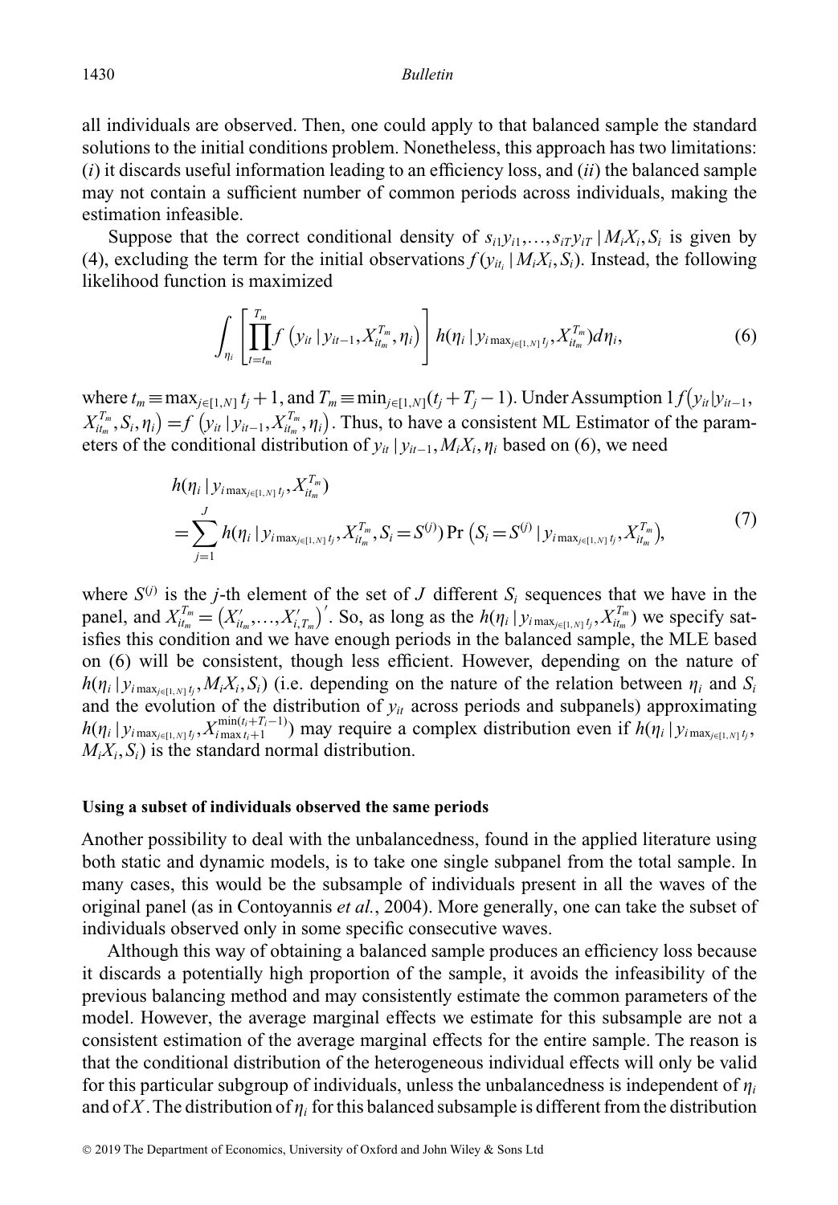all individuals are observed. Then, one could apply to that balanced sample the standard solutions to the initial conditions problem. Nonetheless, this approach has two limitations: (*i*) it discards useful information leading to an efficiency loss, and (*ii*) the balanced sample may not contain a sufficient number of common periods across individuals, making the estimation infeasible.

Suppose that the correct conditional density of $s_{i1}y_{i1},\ldots,s_{iT}y_{iT} \mid M_iX_i, S_i$ is given by (4), excluding the term for the initial observations $f(y_{it_i} \mid M_iX_i, S_i)$. Instead, the following likelihood function is maximized

$$\int_{\eta_i} \left[ \prod_{t=t_m}^{T_m} f\left(y_{it} \mid y_{it-1}, X_{it_m}^{T_m}, \eta_i\right) \right] h(\eta_i \mid y_{i\max_{j\in[1,N]} t_j}, X_{it_m}^{T_m}) d\eta_i, \tag{6}$$

where $t_m \equiv \max_{j\in[1,N]} t_j + 1$, and $T_m \equiv \min_{j\in[1,N]}(t_j + T_j - 1)$. Under Assumption 1 $f\left(y_{it}|y_{it-1}, X_{it_m}^{T_m}, S_i, \eta_i\right) = f\left(y_{it} \mid y_{it-1}, X_{it_m}^{T_m}, \eta_i\right)$. Thus, to have a consistent ML Estimator of the parameters of the conditional distribution of $y_{it} \mid y_{it-1}, M_iX_i, \eta_i$ based on (6), we need

$$\begin{aligned} &h(\eta_i \mid y_{i\max_{j\in[1,N]} t_j}, X_{it_m}^{T_m}) \\ &= \sum_{j=1}^{J} h(\eta_i \mid y_{i\max_{j\in[1,N]} t_j}, X_{it_m}^{T_m}, S_i = S^{(j)}) \Pr\left(S_i = S^{(j)} \mid y_{i\max_{j\in[1,N]} t_j}, X_{it_m}^{T_m}\right), \end{aligned} \tag{7}$$

where $S^{(j)}$ is the $j$-th element of the set of $J$ different $S_i$ sequences that we have in the panel, and $X_{it_m}^{T_m} = \left(X'_{it_m}, \ldots, X'_{i,T_m}\right)'$. So, as long as the $h(\eta_i \mid y_{i\max_{j\in[1,N]} t_j}, X_{it_m}^{T_m})$ we specify satisfies this condition and we have enough periods in the balanced sample, the MLE based on (6) will be consistent, though less efficient. However, depending on the nature of $h(\eta_i \mid y_{i\max_{j\in[1,N]} t_j}, M_iX_i, S_i)$ (i.e. depending on the nature of the relation between $\eta_i$ and $S_i$ and the evolution of the distribution of $y_{it}$ across periods and subpanels) approximating $h(\eta_i \mid y_{i\max_{j\in[1,N]} t_j}, X_{i\max t_i+1}^{\min(t_i+T_i-1)})$ may require a complex distribution even if $h(\eta_i \mid y_{i\max_{j\in[1,N]} t_j}, M_iX_i, S_i)$ is the standard normal distribution.

#### Using a subset of individuals observed the same periods

Another possibility to deal with the unbalancedness, found in the applied literature using both static and dynamic models, is to take one single subpanel from the total sample. In many cases, this would be the subsample of individuals present in all the waves of the original panel (as in Contoyannis *et al.*, 2004). More generally, one can take the subset of individuals observed only in some specific consecutive waves.

Although this way of obtaining a balanced sample produces an efficiency loss because it discards a potentially high proportion of the sample, it avoids the infeasibility of the previous balancing method and may consistently estimate the common parameters of the model. However, the average marginal effects we estimate for this subsample are not a consistent estimation of the average marginal effects for the entire sample. The reason is that the conditional distribution of the heterogeneous individual effects will only be valid for this particular subgroup of individuals, unless the unbalancedness is independent of $\eta_i$ and of $X$. The distribution of $\eta_i$ for this balanced subsample is different from the distribution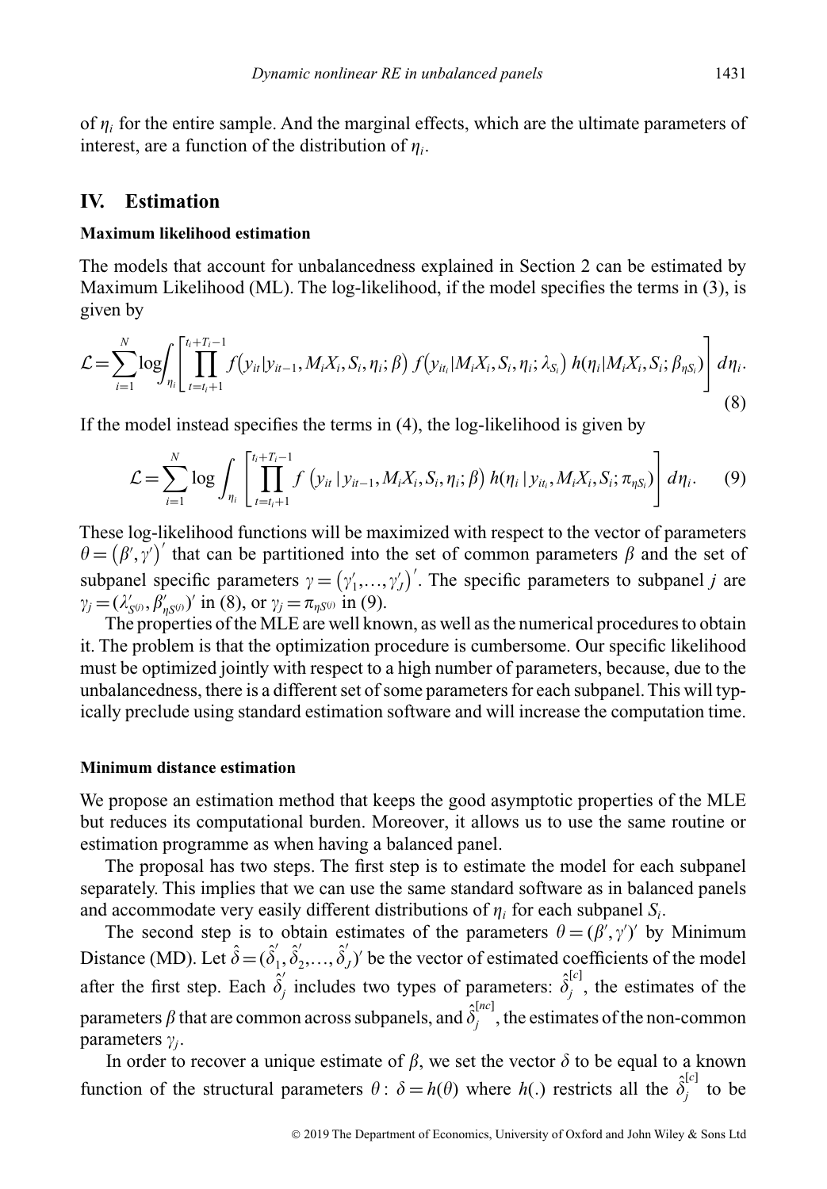of $\eta_i$ for the entire sample. And the marginal effects, which are the ultimate parameters of interest, are a function of the distribution of $\eta_i$.

## IV. Estimation

### Maximum likelihood estimation

The models that account for unbalancedness explained in Section 2 can be estimated by Maximum Likelihood (ML). The log-likelihood, if the model specifies the terms in (3), is given by

$$\mathcal{L}=\sum_{i=1}^{N}\log\int_{\eta_i}\left[\prod_{t=t_i+1}^{t_i+T_i-1}f\big(y_{it}|y_{it-1},M_iX_i,S_i,\eta_i;\beta\big)\,f\big(y_{it_i}|M_iX_i,S_i,\eta_i;\lambda_{S_i}\big)\,h(\eta_i|M_iX_i,S_i;\beta_{\eta S_i})\right]d\eta_i. \tag{8}$$

If the model instead specifies the terms in (4), the log-likelihood is given by

$$\mathcal{L}=\sum_{i=1}^{N}\log\int_{\eta_i}\left[\prod_{t=t_i+1}^{t_i+T_i-1}f\left(y_{it}\,|\,y_{it-1},M_iX_i,S_i,\eta_i;\beta\right)h(\eta_i\,|\,y_{it_i},M_iX_i,S_i;\pi_{\eta S_i})\right]d\eta_i. \tag{9}$$

These log-likelihood functions will be maximized with respect to the vector of parameters $\theta=\left(\beta',\gamma'\right)'$ that can be partitioned into the set of common parameters $\beta$ and the set of subpanel specific parameters $\gamma=\left(\gamma_1',\ldots,\gamma_J'\right)'$. The specific parameters to subpanel $j$ are $\gamma_j=(\lambda_{S^{(j)}}',\beta_{\eta S^{(j)}}')'$ in (8), or $\gamma_j=\pi_{\eta S^{(j)}}$ in (9).

The properties of the MLE are well known, as well as the numerical procedures to obtain it. The problem is that the optimization procedure is cumbersome. Our specific likelihood must be optimized jointly with respect to a high number of parameters, because, due to the unbalancedness, there is a different set of some parameters for each subpanel. This will typically preclude using standard estimation software and will increase the computation time.

### Minimum distance estimation

We propose an estimation method that keeps the good asymptotic properties of the MLE but reduces its computational burden. Moreover, it allows us to use the same routine or estimation programme as when having a balanced panel.

The proposal has two steps. The first step is to estimate the model for each subpanel separately. This implies that we can use the same standard software as in balanced panels and accommodate very easily different distributions of $\eta_i$ for each subpanel $S_i$.

The second step is to obtain estimates of the parameters $\theta=(\beta',\gamma')'$ by Minimum Distance (MD). Let $\hat{\delta}=(\hat{\delta}_1',\hat{\delta}_2',\ldots,\hat{\delta}_J')'$ be the vector of estimated coefficients of the model after the first step. Each $\hat{\delta}_j'$ includes two types of parameters: $\hat{\delta}_j^{[c]}$, the estimates of the parameters $\beta$ that are common across subpanels, and $\hat{\delta}_j^{[nc]}$, the estimates of the non-common parameters $\gamma_j$.

In order to recover a unique estimate of $\beta$, we set the vector $\delta$ to be equal to a known function of the structural parameters $\theta$: $\delta=h(\theta)$ where $h(.)$ restricts all the $\hat{\delta}_j^{[c]}$ to be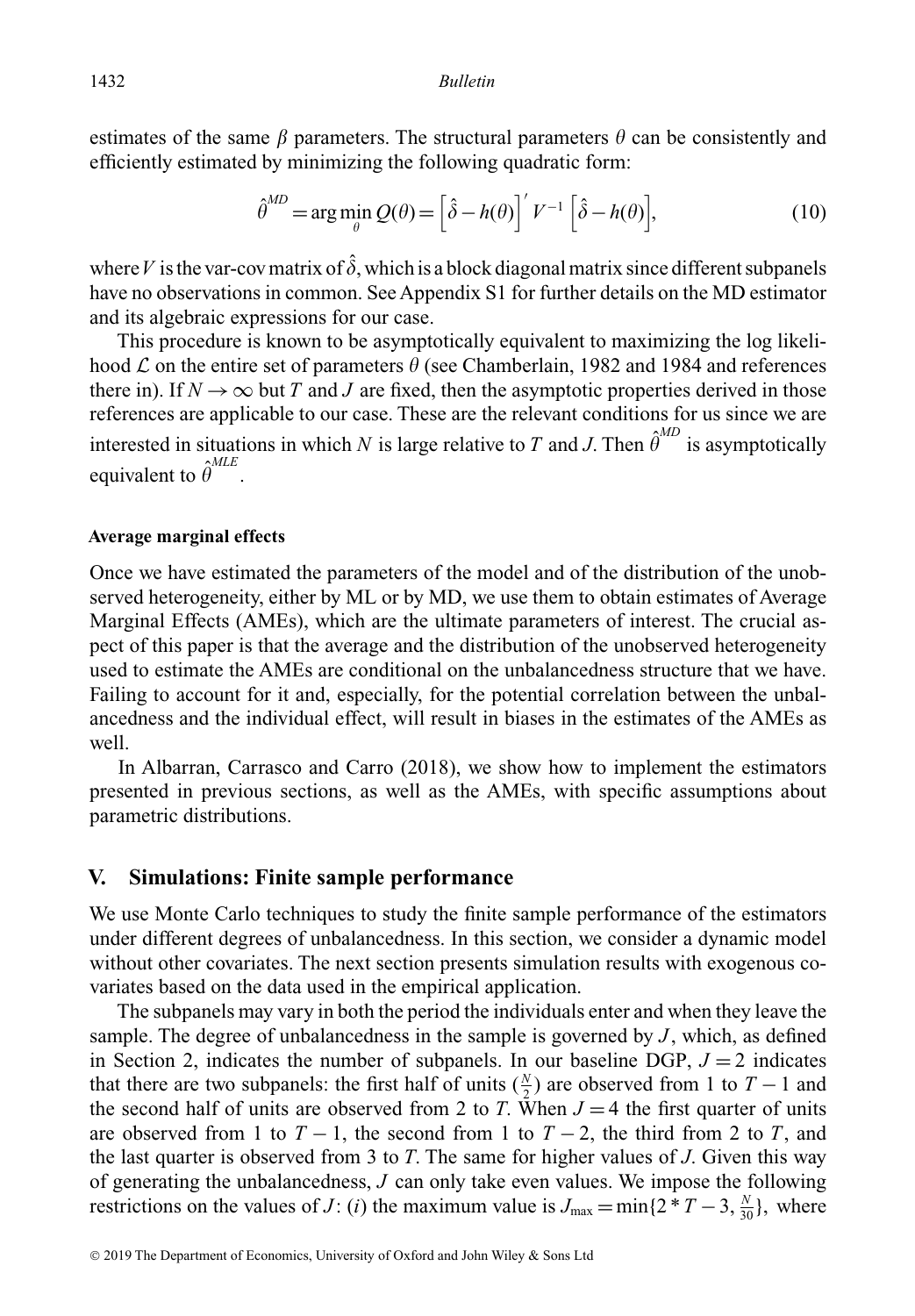estimates of the same $\beta$ parameters. The structural parameters $\theta$ can be consistently and efficiently estimated by minimizing the following quadratic form:

$$\hat{\theta}^{MD} = \arg\min_{\theta} Q(\theta) = \left[\hat{\delta} - h(\theta)\right]' V^{-1} \left[\hat{\delta} - h(\theta)\right], \tag{10}$$

where $V$ is the var-cov matrix of $\hat{\delta}$, which is a block diagonal matrix since different subpanels have no observations in common. See Appendix S1 for further details on the MD estimator and its algebraic expressions for our case.

This procedure is known to be asymptotically equivalent to maximizing the log likelihood $\mathcal{L}$ on the entire set of parameters $\theta$ (see Chamberlain, 1982 and 1984 and references there in). If $N \to \infty$ but $T$ and $J$ are fixed, then the asymptotic properties derived in those references are applicable to our case. These are the relevant conditions for us since we are interested in situations in which $N$ is large relative to $T$ and $J$. Then $\hat{\theta}^{MD}$ is asymptotically equivalent to $\hat{\theta}^{MLE}$.

#### Average marginal effects

Once we have estimated the parameters of the model and of the distribution of the unobserved heterogeneity, either by ML or by MD, we use them to obtain estimates of Average Marginal Effects (AMEs), which are the ultimate parameters of interest. The crucial aspect of this paper is that the average and the distribution of the unobserved heterogeneity used to estimate the AMEs are conditional on the unbalancedness structure that we have. Failing to account for it and, especially, for the potential correlation between the unbalancedness and the individual effect, will result in biases in the estimates of the AMEs as well.

In Albarran, Carrasco and Carro (2018), we show how to implement the estimators presented in previous sections, as well as the AMEs, with specific assumptions about parametric distributions.

## V. Simulations: Finite sample performance

We use Monte Carlo techniques to study the finite sample performance of the estimators under different degrees of unbalancedness. In this section, we consider a dynamic model without other covariates. The next section presents simulation results with exogenous covariates based on the data used in the empirical application.

The subpanels may vary in both the period the individuals enter and when they leave the sample. The degree of unbalancedness in the sample is governed by $J$, which, as defined in Section 2, indicates the number of subpanels. In our baseline DGP, $J = 2$ indicates that there are two subpanels: the first half of units ($\frac{N}{2}$) are observed from 1 to $T - 1$ and the second half of units are observed from 2 to $T$. When $J = 4$ the first quarter of units are observed from 1 to $T - 1$, the second from 1 to $T - 2$, the third from 2 to $T$, and the last quarter is observed from 3 to $T$. The same for higher values of $J$. Given this way of generating the unbalancedness, $J$ can only take even values. We impose the following restrictions on the values of $J$: (*i*) the maximum value is $J_{\max} = \min\{2 * T - 3, \frac{N}{30}\}$, where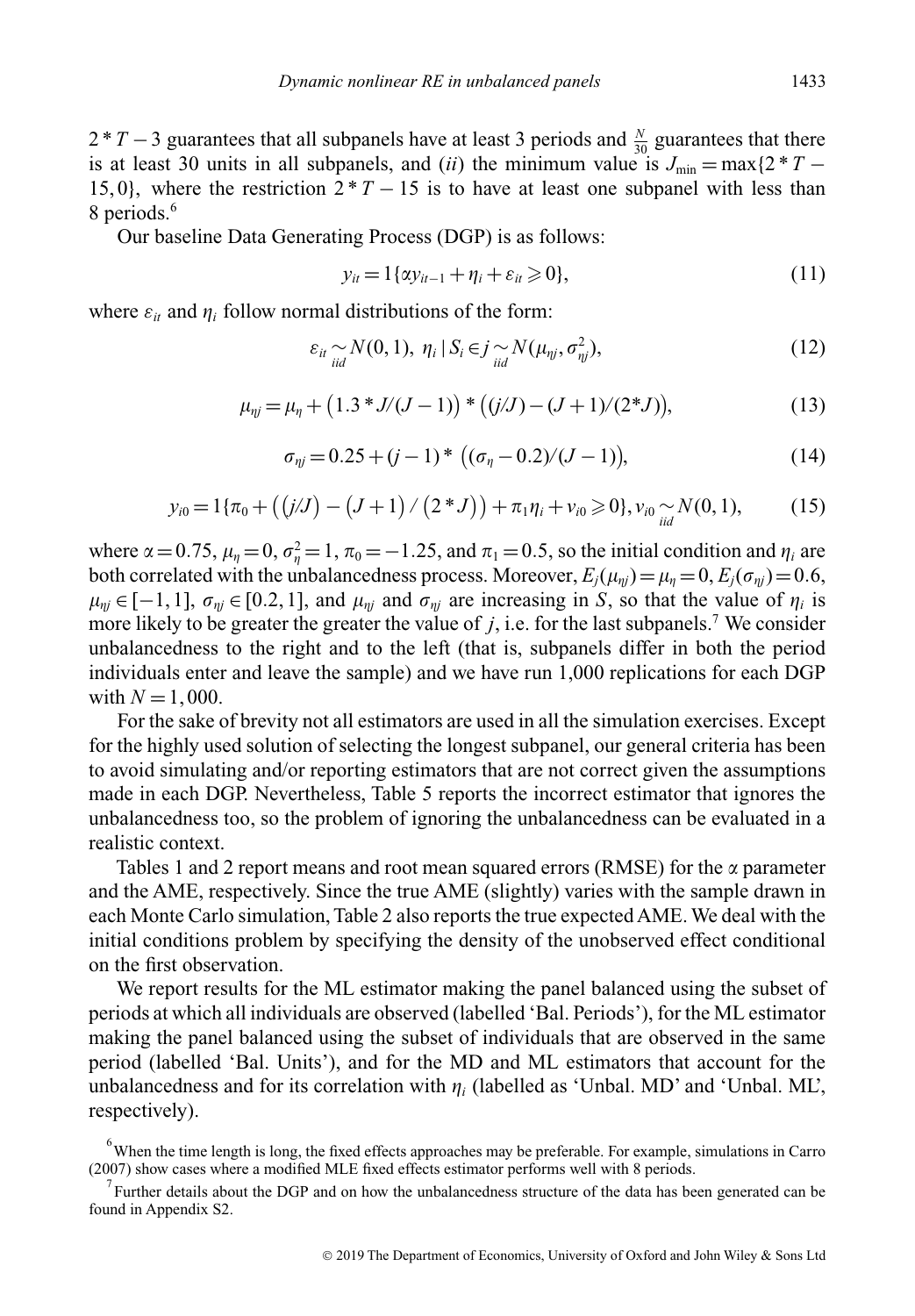$2*T-3$ guarantees that all subpanels have at least 3 periods and $\frac{N}{30}$ guarantees that there is at least 30 units in all subpanels, and (*ii*) the minimum value is $J_{\min} = \max\{2*T-15, 0\}$, where the restriction $2*T-15$ is to have at least one subpanel with less than 8 periods.[6]

Our baseline Data Generating Process (DGP) is as follows:

$$y_{it} = 1\{\alpha y_{it-1} + \eta_i + \varepsilon_{it} \geqslant 0\}, \tag{11}$$

where $\varepsilon_{it}$ and $\eta_i$ follow normal distributions of the form:

$$\varepsilon_{it} \underset{iid}{\sim} N(0,1),\ \eta_i \mid S_i \in j \underset{iid}{\sim} N(\mu_{\eta j}, \sigma^2_{\eta j}), \tag{12}$$

$$\mu_{\eta j} = \mu_\eta + \left(1.3*J/(J-1)\right)*\left((j/J)-(J+1)/(2*J)\right), \tag{13}$$

$$\sigma_{\eta j} = 0.25 + (j-1)*\left((\sigma_\eta - 0.2)/(J-1)\right), \tag{14}$$

$$y_{i0} = 1\{\pi_0 + \left((j/J) - \left(J+1\right)/\left(2*J\right)\right) + \pi_1 \eta_i + v_{i0} \geqslant 0\}, v_{i0} \underset{iid}{\sim} N(0,1), \tag{15}$$

where $\alpha = 0.75$, $\mu_\eta = 0$, $\sigma^2_\eta = 1$, $\pi_0 = -1.25$, and $\pi_1 = 0.5$, so the initial condition and $\eta_i$ are both correlated with the unbalancedness process. Moreover, $E_j(\mu_{\eta j}) = \mu_\eta = 0$, $E_j(\sigma_{\eta j}) = 0.6$, $\mu_{\eta j} \in [-1, 1]$, $\sigma_{\eta j} \in [0.2, 1]$, and $\mu_{\eta j}$ and $\sigma_{\eta j}$ are increasing in $S$, so that the value of $\eta_i$ is more likely to be greater the greater the value of $j$, i.e. for the last subpanels.[7] We consider unbalancedness to the right and to the left (that is, subpanels differ in both the period individuals enter and leave the sample) and we have run 1,000 replications for each DGP with $N = 1,000$.

For the sake of brevity not all estimators are used in all the simulation exercises. Except for the highly used solution of selecting the longest subpanel, our general criteria has been to avoid simulating and/or reporting estimators that are not correct given the assumptions made in each DGP. Nevertheless, Table 5 reports the incorrect estimator that ignores the unbalancedness too, so the problem of ignoring the unbalancedness can be evaluated in a realistic context.

Tables 1 and 2 report means and root mean squared errors (RMSE) for the $\alpha$ parameter and the AME, respectively. Since the true AME (slightly) varies with the sample drawn in each Monte Carlo simulation, Table 2 also reports the true expected AME. We deal with the initial conditions problem by specifying the density of the unobserved effect conditional on the first observation.

We report results for the ML estimator making the panel balanced using the subset of periods at which all individuals are observed (labelled 'Bal. Periods'), for the ML estimator making the panel balanced using the subset of individuals that are observed in the same period (labelled 'Bal. Units'), and for the MD and ML estimators that account for the unbalancedness and for its correlation with $\eta_i$ (labelled as 'Unbal. MD' and 'Unbal. ML', respectively).

[6] When the time length is long, the fixed effects approaches may be preferable. For example, simulations in Carro (2007) show cases where a modified MLE fixed effects estimator performs well with 8 periods.

[7] Further details about the DGP and on how the unbalancedness structure of the data has been generated can be found in Appendix S2.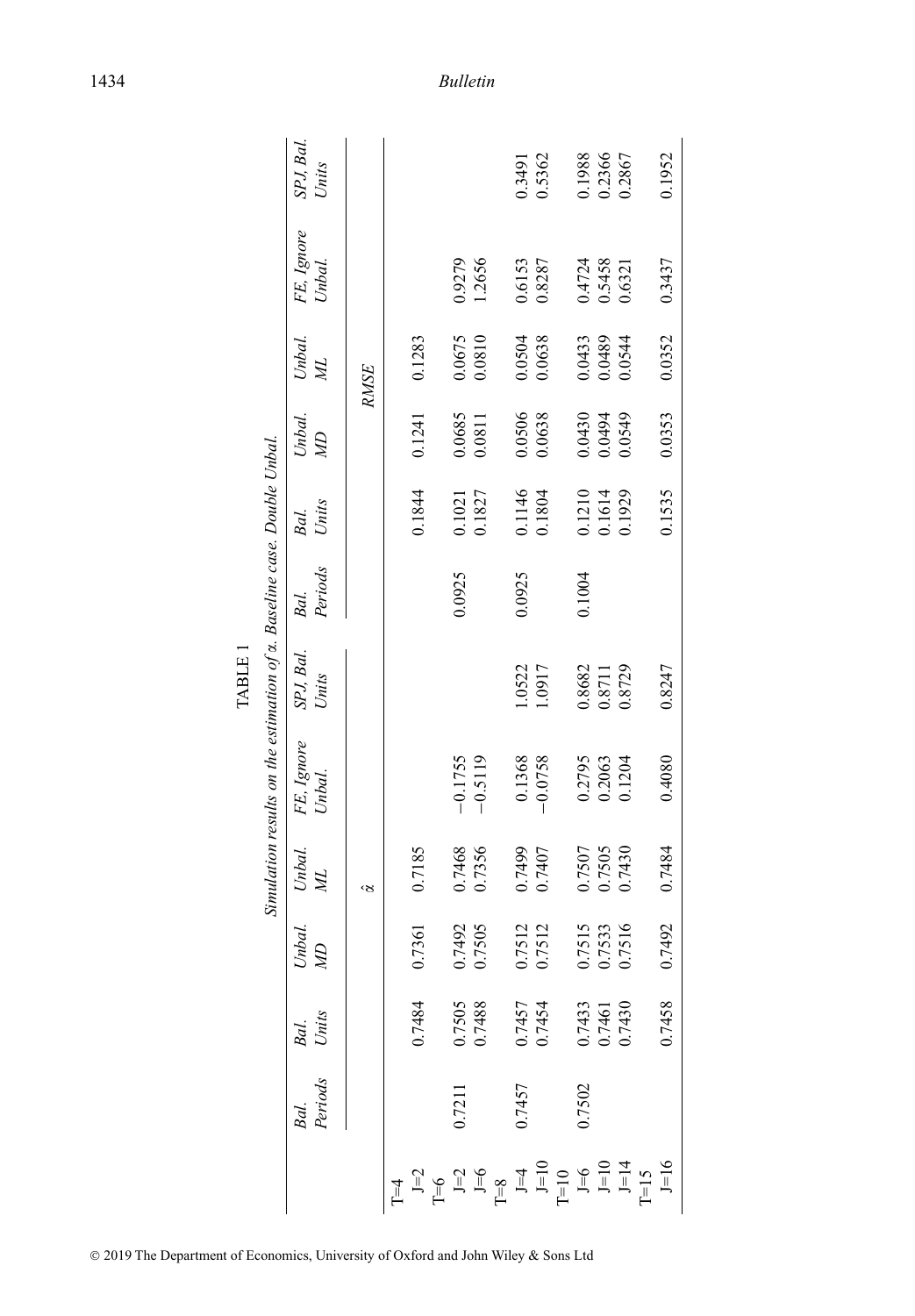TABLE 1

*Simulation results on the estimation of $\alpha$. Baseline case. Double Unbal.*

| | *Bal. Periods* | *Bal. Units* | *Unbal. MD* | *Unbal. ML* | *FE, Ignore Unbal.* | *SPJ, Bal. Units* | *Bal. Periods* | *Bal. Units* | *Unbal. MD* | *Unbal. ML* | *FE, Ignore Unbal.* | *SPJ, Bal. Units* |
|---|---|---|---|---|---|---|---|---|---|---|---|---|
| | $\hat{\alpha}$ | | | | | | *RMSE* | | | | | |
| T=4 | | | | | | | | | | | | |
| J=2 | | 0.7484 | 0.7361 | 0.7185 | | | | 0.1844 | 0.1241 | 0.1283 | | |
| T=6 | | | | | | | | | | | | |
| J=2 | 0.7211 | 0.7505 | 0.7492 | 0.7468 | −0.1755 | | 0.0925 | 0.1021 | 0.0685 | 0.0675 | 0.9279 | |
| J=6 | | 0.7488 | 0.7505 | 0.7356 | −0.5119 | | | 0.1827 | 0.0811 | 0.0810 | 1.2656 | |
| T=8 | | | | | | | | | | | | |
| J=4 | 0.7457 | 0.7457 | 0.7512 | 0.7499 | 0.1368 | 1.0522 | 0.0925 | 0.1146 | 0.0506 | 0.0504 | 0.6153 | 0.3491 |
| J=10 | | 0.7454 | 0.7512 | 0.7407 | −0.0758 | 1.0917 | | 0.1804 | 0.0638 | 0.0638 | 0.8287 | 0.5362 |
| T=10 | | | | | | | | | | | | |
| J=6 | 0.7502 | 0.7433 | 0.7515 | 0.7507 | 0.2795 | 0.8682 | 0.1004 | 0.1210 | 0.0430 | 0.0433 | 0.4724 | 0.1988 |
| J=10 | | 0.7461 | 0.7533 | 0.7505 | 0.2063 | 0.8711 | | 0.1614 | 0.0494 | 0.0489 | 0.5458 | 0.2366 |
| J=14 | | 0.7430 | 0.7516 | 0.7430 | 0.1204 | 0.8729 | | 0.1929 | 0.0549 | 0.0544 | 0.6321 | 0.2867 |
| T=15 | | | | | | | | | | | | |
| J=16 | | 0.7458 | 0.7492 | 0.7484 | 0.4080 | 0.8247 | | 0.1535 | 0.0353 | 0.0352 | 0.3437 | 0.1952 |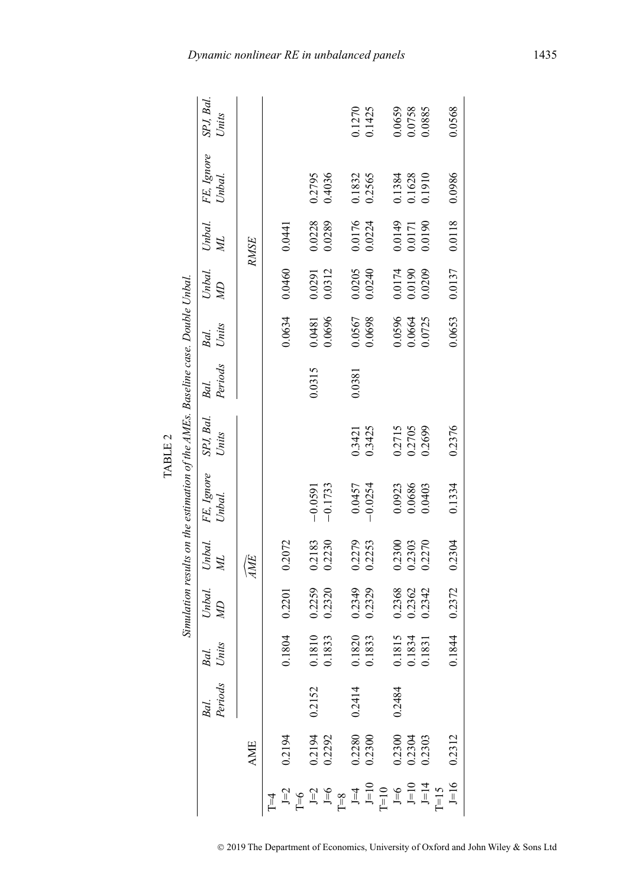TABLE 2

*Simulation results on the estimation of the AMEs. Baseline case. Double Unbal.*

| | AME | Bal. Periods | Bal. Units | Unbal. MD | Unbal. ML | FE, Ignore Unbal. | SPJ, Bal. Units | Bal. Periods | Bal. Units | Unbal. MD | Unbal. ML | FE, Ignore Unbal. | SPJ, Bal. Units |
|---|---|---|---|---|---|---|---|---|---|---|---|---|---|
| | | | | $\widehat{AME}$ | | | | | | RMSE | | | |
| T=4 | | | | | | | | | | | | | |
| J=2 | 0.2194 | | 0.1804 | 0.2201 | 0.2072 | | | | 0.0634 | 0.0460 | 0.0441 | | |
| T=6 | | | | | | | | | | | | | |
| J=2 | 0.2194 | 0.2152 | 0.1810 | 0.2259 | 0.2183 | −0.0591 | | 0.0315 | 0.0481 | 0.0291 | 0.0228 | 0.2795 | |
| J=6 | 0.2292 | | 0.1833 | 0.2320 | 0.2230 | −0.1733 | | | 0.0696 | 0.0312 | 0.0289 | 0.4036 | |
| T=8 | | | | | | | | | | | | | |
| J=4 | 0.2280 | 0.2414 | 0.1820 | 0.2349 | 0.2279 | 0.0457 | 0.3421 | 0.0381 | 0.0567 | 0.0205 | 0.0176 | 0.1832 | 0.1270 |
| J=10 | 0.2300 | | 0.1833 | 0.2329 | 0.2253 | −0.0254 | 0.3425 | | 0.0698 | 0.0240 | 0.0224 | 0.2565 | 0.1425 |
| T=10 | | | | | | | | | | | | | |
| J=6 | 0.2300 | 0.2484 | 0.1815 | 0.2368 | 0.2300 | 0.0923 | 0.2715 | | 0.0596 | 0.0174 | 0.0149 | 0.1384 | 0.0659 |
| J=10 | 0.2304 | | 0.1834 | 0.2362 | 0.2303 | 0.0686 | 0.2705 | | 0.0664 | 0.0190 | 0.0171 | 0.1628 | 0.0758 |
| J=14 | 0.2303 | | 0.1831 | 0.2342 | 0.2270 | 0.0403 | 0.2699 | | 0.0725 | 0.0209 | 0.0190 | 0.1910 | 0.0885 |
| T=15 | | | | | | | | | | | | | |
| J=16 | 0.2312 | | 0.1844 | 0.2372 | 0.2304 | 0.1334 | 0.2376 | | 0.0653 | 0.0137 | 0.0118 | 0.0986 | 0.0568 |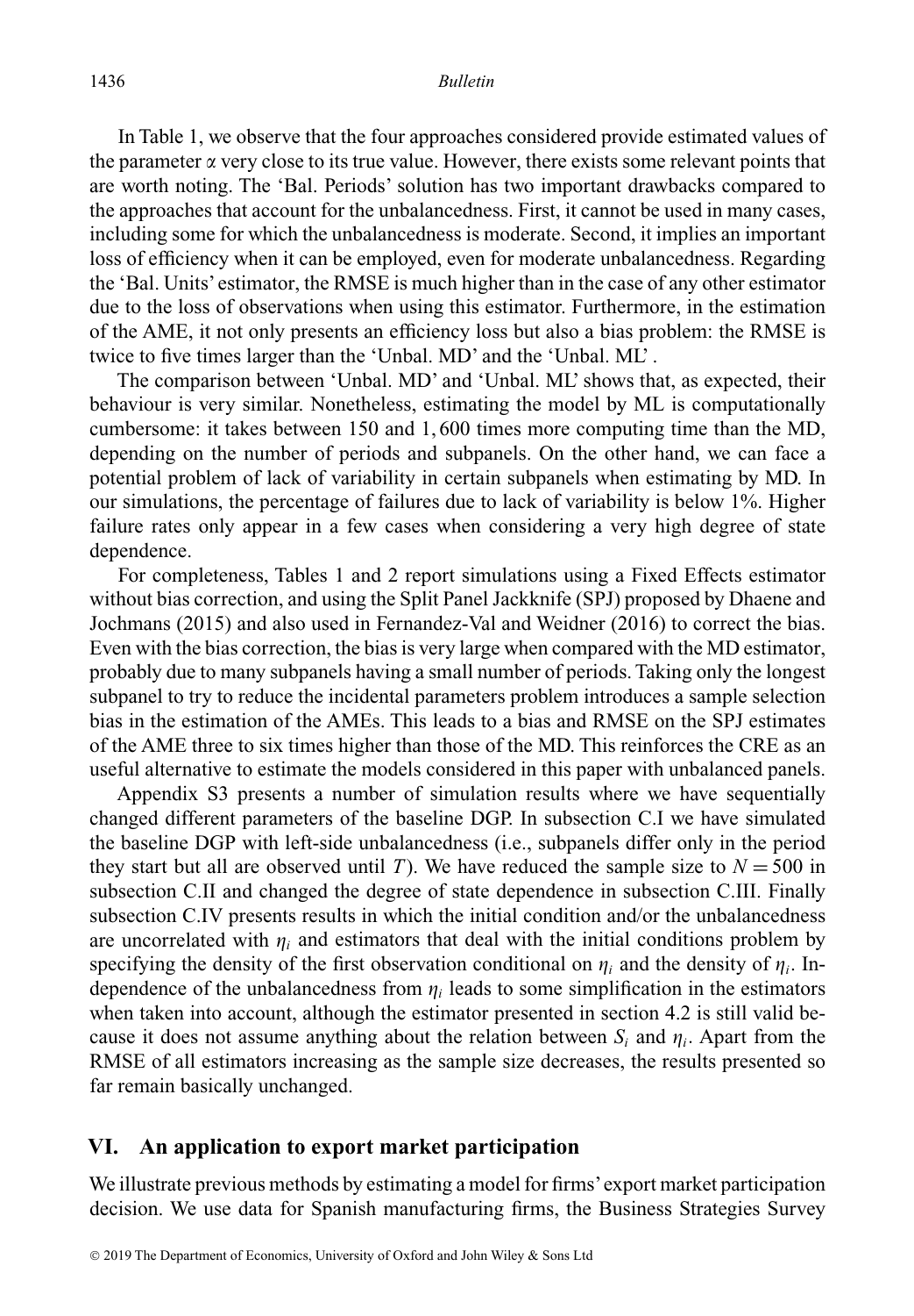In Table 1, we observe that the four approaches considered provide estimated values of the parameter $\alpha$ very close to its true value. However, there exists some relevant points that are worth noting. The 'Bal. Periods' solution has two important drawbacks compared to the approaches that account for the unbalancedness. First, it cannot be used in many cases, including some for which the unbalancedness is moderate. Second, it implies an important loss of efficiency when it can be employed, even for moderate unbalancedness. Regarding the 'Bal. Units' estimator, the RMSE is much higher than in the case of any other estimator due to the loss of observations when using this estimator. Furthermore, in the estimation of the AME, it not only presents an efficiency loss but also a bias problem: the RMSE is twice to five times larger than the 'Unbal. MD' and the 'Unbal. ML'.

The comparison between 'Unbal. MD' and 'Unbal. ML' shows that, as expected, their behaviour is very similar. Nonetheless, estimating the model by ML is computationally cumbersome: it takes between 150 and 1,600 times more computing time than the MD, depending on the number of periods and subpanels. On the other hand, we can face a potential problem of lack of variability in certain subpanels when estimating by MD. In our simulations, the percentage of failures due to lack of variability is below 1%. Higher failure rates only appear in a few cases when considering a very high degree of state dependence.

For completeness, Tables 1 and 2 report simulations using a Fixed Effects estimator without bias correction, and using the Split Panel Jackknife (SPJ) proposed by Dhaene and Jochmans (2015) and also used in Fernandez-Val and Weidner (2016) to correct the bias. Even with the bias correction, the bias is very large when compared with the MD estimator, probably due to many subpanels having a small number of periods. Taking only the longest subpanel to try to reduce the incidental parameters problem introduces a sample selection bias in the estimation of the AMEs. This leads to a bias and RMSE on the SPJ estimates of the AME three to six times higher than those of the MD. This reinforces the CRE as an useful alternative to estimate the models considered in this paper with unbalanced panels.

Appendix S3 presents a number of simulation results where we have sequentially changed different parameters of the baseline DGP. In subsection C.I we have simulated the baseline DGP with left-side unbalancedness (i.e., subpanels differ only in the period they start but all are observed until $T$). We have reduced the sample size to $N = 500$ in subsection C.II and changed the degree of state dependence in subsection C.III. Finally subsection C.IV presents results in which the initial condition and/or the unbalancedness are uncorrelated with $\eta_i$ and estimators that deal with the initial conditions problem by specifying the density of the first observation conditional on $\eta_i$ and the density of $\eta_i$. Independence of the unbalancedness from $\eta_i$ leads to some simplification in the estimators when taken into account, although the estimator presented in section 4.2 is still valid because it does not assume anything about the relation between $S_i$ and $\eta_i$. Apart from the RMSE of all estimators increasing as the sample size decreases, the results presented so far remain basically unchanged.

## VI. An application to export market participation

We illustrate previous methods by estimating a model for firms' export market participation decision. We use data for Spanish manufacturing firms, the Business Strategies Survey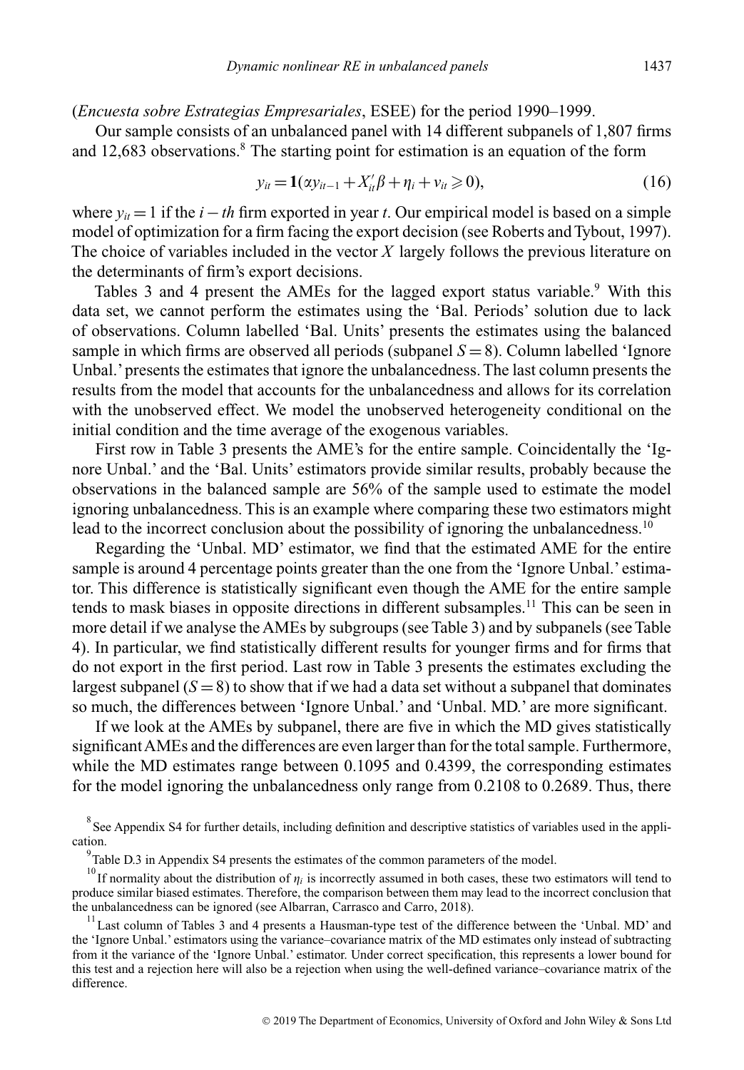(*Encuesta sobre Estrategias Empresariales*, ESEE) for the period 1990–1999.

Our sample consists of an unbalanced panel with 14 different subpanels of 1,807 firms and 12,683 observations.[8] The starting point for estimation is an equation of the form

$$y_{it} = \mathbf{1}(\alpha y_{it-1} + X_{it}'\beta + \eta_i + v_{it} \geqslant 0), \tag{16}$$

where $y_{it} = 1$ if the $i-th$ firm exported in year $t$. Our empirical model is based on a simple model of optimization for a firm facing the export decision (see Roberts and Tybout, 1997). The choice of variables included in the vector $X$ largely follows the previous literature on the determinants of firm's export decisions.

Tables 3 and 4 present the AMEs for the lagged export status variable.[9] With this data set, we cannot perform the estimates using the 'Bal. Periods' solution due to lack of observations. Column labelled 'Bal. Units' presents the estimates using the balanced sample in which firms are observed all periods (subpanel $S = 8$). Column labelled 'Ignore Unbal.' presents the estimates that ignore the unbalancedness. The last column presents the results from the model that accounts for the unbalancedness and allows for its correlation with the unobserved effect. We model the unobserved heterogeneity conditional on the initial condition and the time average of the exogenous variables.

First row in Table 3 presents the AME's for the entire sample. Coincidentally the 'Ignore Unbal.' and the 'Bal. Units' estimators provide similar results, probably because the observations in the balanced sample are 56% of the sample used to estimate the model ignoring unbalancedness. This is an example where comparing these two estimators might lead to the incorrect conclusion about the possibility of ignoring the unbalancedness.[10]

Regarding the 'Unbal. MD' estimator, we find that the estimated AME for the entire sample is around 4 percentage points greater than the one from the 'Ignore Unbal.' estimator. This difference is statistically significant even though the AME for the entire sample tends to mask biases in opposite directions in different subsamples.[11] This can be seen in more detail if we analyse the AMEs by subgroups (see Table 3) and by subpanels (see Table 4). In particular, we find statistically different results for younger firms and for firms that do not export in the first period. Last row in Table 3 presents the estimates excluding the largest subpanel ($S = 8$) to show that if we had a data set without a subpanel that dominates so much, the differences between 'Ignore Unbal.' and 'Unbal. MD.' are more significant.

If we look at the AMEs by subpanel, there are five in which the MD gives statistically significant AMEs and the differences are even larger than for the total sample. Furthermore, while the MD estimates range between 0.1095 and 0.4399, the corresponding estimates for the model ignoring the unbalancedness only range from 0.2108 to 0.2689. Thus, there

[8] See Appendix S4 for further details, including definition and descriptive statistics of variables used in the application.

[9] Table D.3 in Appendix S4 presents the estimates of the common parameters of the model.

[10] If normality about the distribution of $\eta_i$ is incorrectly assumed in both cases, these two estimators will tend to produce similar biased estimates. Therefore, the comparison between them may lead to the incorrect conclusion that the unbalancedness can be ignored (see Albarran, Carrasco and Carro, 2018).

[11] Last column of Tables 3 and 4 presents a Hausman-type test of the difference between the 'Unbal. MD' and the 'Ignore Unbal.' estimators using the variance–covariance matrix of the MD estimates only instead of subtracting from it the variance of the 'Ignore Unbal.' estimator. Under correct specification, this represents a lower bound for this test and a rejection here will also be a rejection when using the well-defined variance–covariance matrix of the difference.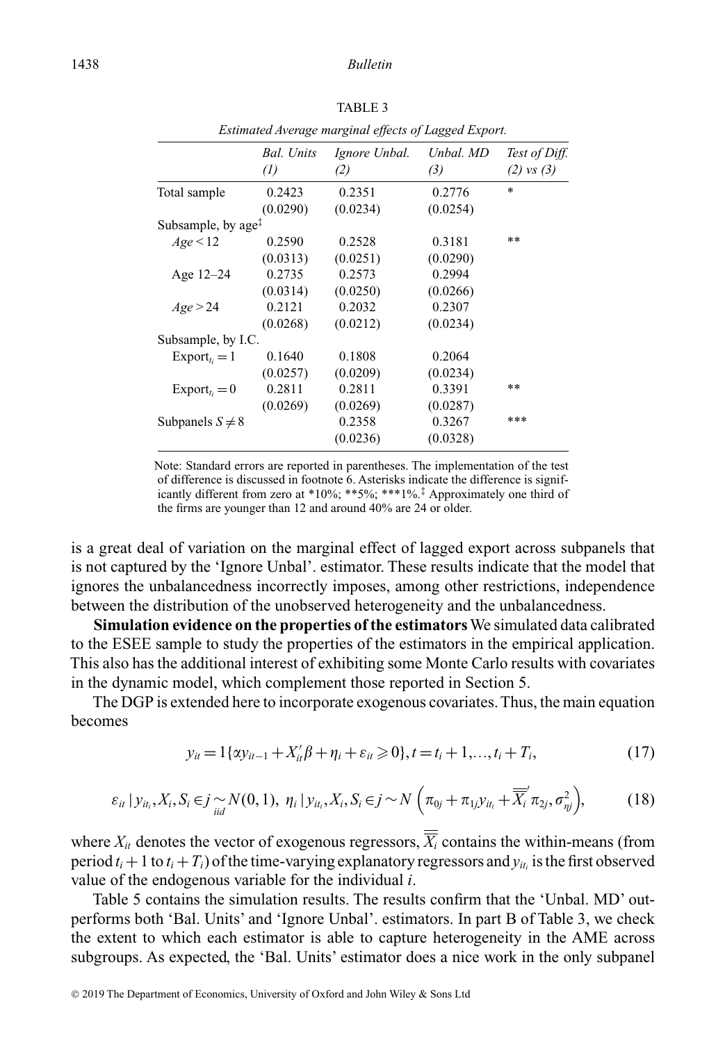TABLE 3

*Estimated Average marginal effects of Lagged Export.*

| | *Bal. Units* *(1)* | *Ignore Unbal.* *(2)* | *Unbal. MD* *(3)* | *Test of Diff.* *(2) vs (3)* |
|---|---|---|---|---|
| Total sample | 0.2423 | 0.2351 | 0.2776 | * |
| | (0.0290) | (0.0234) | (0.0254) | |
| Subsample, by age[‡] | | | | |
| $Age < 12$ | 0.2590 | 0.2528 | 0.3181 | ** |
| | (0.0313) | (0.0251) | (0.0290) | |
| Age 12–24 | 0.2735 | 0.2573 | 0.2994 | |
| | (0.0314) | (0.0250) | (0.0266) | |
| $Age > 24$ | 0.2121 | 0.2032 | 0.2307 | |
| | (0.0268) | (0.0212) | (0.0234) | |
| Subsample, by I.C. | | | | |
| $\text{Export}_{t_i} = 1$ | 0.1640 | 0.1808 | 0.2064 | |
| | (0.0257) | (0.0209) | (0.0234) | |
| $\text{Export}_{t_i} = 0$ | 0.2811 | 0.2811 | 0.3391 | ** |
| | (0.0269) | (0.0269) | (0.0287) | |
| Subpanels $S \neq 8$ | | 0.2358 | 0.3267 | *** |
| | | (0.0236) | (0.0328) | |

Note: Standard errors are reported in parentheses. The implementation of the test of difference is discussed in footnote 6. Asterisks indicate the difference is significantly different from zero at *10%; **5%; ***1%.[‡] Approximately one third of the firms are younger than 12 and around 40% are 24 or older.

is a great deal of variation on the marginal effect of lagged export across subpanels that is not captured by the 'Ignore Unbal'. estimator. These results indicate that the model that ignores the unbalancedness incorrectly imposes, among other restrictions, independence between the distribution of the unobserved heterogeneity and the unbalancedness.

**Simulation evidence on the properties of the estimators** We simulated data calibrated to the ESEE sample to study the properties of the estimators in the empirical application. This also has the additional interest of exhibiting some Monte Carlo results with covariates in the dynamic model, which complement those reported in Section 5.

The DGP is extended here to incorporate exogenous covariates. Thus, the main equation becomes

$$y_{it} = 1\{\alpha y_{it-1} + X_{it}'\beta + \eta_i + \varepsilon_{it} \geqslant 0\}, t = t_i + 1, \ldots, t_i + T_i, \tag{17}$$

$$\varepsilon_{it} \mid y_{it_i}, X_i, S_i \in j \underset{iid}{\sim} N(0,1),\ \eta_i \mid y_{it_i}, X_i, S_i \in j \sim N\left(\pi_{0j} + \pi_{1j} y_{it_i} + \overline{\overline{X}}_i' \pi_{2j}, \sigma_{\eta j}^2\right), \tag{18}$$

where $X_{it}$ denotes the vector of exogenous regressors, $\overline{\overline{X}}_i$ contains the within-means (from period $t_i + 1$ to $t_i + T_i$) of the time-varying explanatory regressors and $y_{it_i}$ is the first observed value of the endogenous variable for the individual $i$.

Table 5 contains the simulation results. The results confirm that the 'Unbal. MD' outperforms both 'Bal. Units' and 'Ignore Unbal'. estimators. In part B of Table 3, we check the extent to which each estimator is able to capture heterogeneity in the AME across subgroups. As expected, the 'Bal. Units' estimator does a nice work in the only subpanel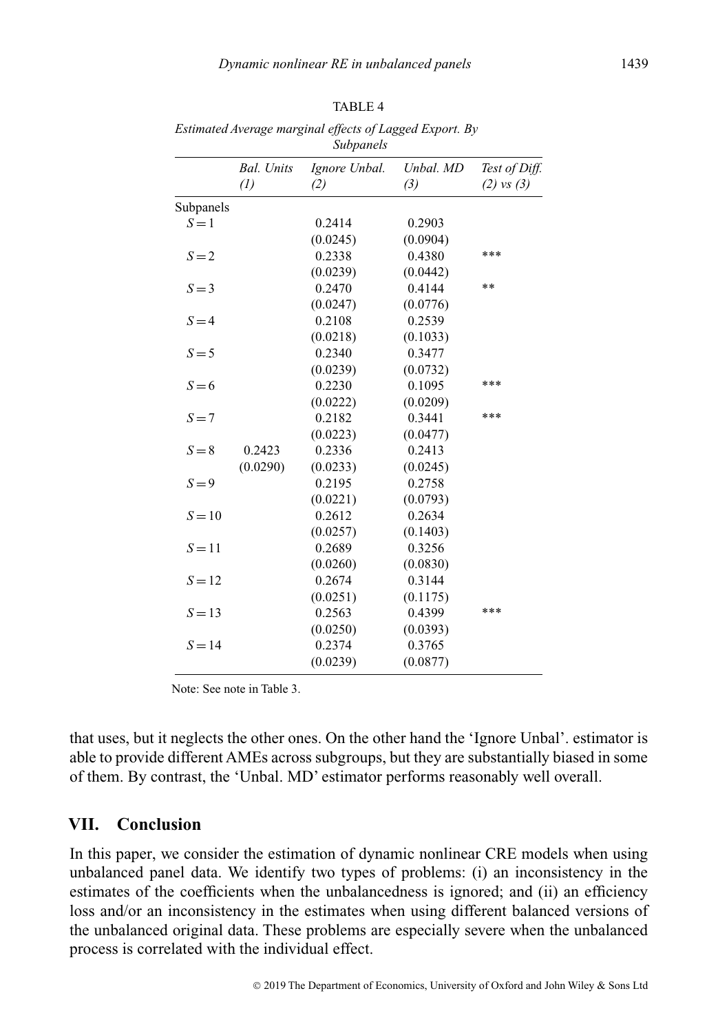TABLE 4

*Estimated Average marginal effects of Lagged Export. By Subpanels*

| | *Bal. Units (1)* | *Ignore Unbal. (2)* | *Unbal. MD (3)* | *Test of Diff. (2) vs (3)* |
|---|---|---|---|---|
| Subpanels | | | | |
| $S=1$ | | 0.2414 | 0.2903 | |
| | | (0.0245) | (0.0904) | |
| $S=2$ | | 0.2338 | 0.4380 | *** |
| | | (0.0239) | (0.0442) | |
| $S=3$ | | 0.2470 | 0.4144 | ** |
| | | (0.0247) | (0.0776) | |
| $S=4$ | | 0.2108 | 0.2539 | |
| | | (0.0218) | (0.1033) | |
| $S=5$ | | 0.2340 | 0.3477 | |
| | | (0.0239) | (0.0732) | |
| $S=6$ | | 0.2230 | 0.1095 | *** |
| | | (0.0222) | (0.0209) | |
| $S=7$ | | 0.2182 | 0.3441 | *** |
| | | (0.0223) | (0.0477) | |
| $S=8$ | 0.2423 | 0.2336 | 0.2413 | |
| | (0.0290) | (0.0233) | (0.0245) | |
| $S=9$ | | 0.2195 | 0.2758 | |
| | | (0.0221) | (0.0793) | |
| $S=10$ | | 0.2612 | 0.2634 | |
| | | (0.0257) | (0.1403) | |
| $S=11$ | | 0.2689 | 0.3256 | |
| | | (0.0260) | (0.0830) | |
| $S=12$ | | 0.2674 | 0.3144 | |
| | | (0.0251) | (0.1175) | |
| $S=13$ | | 0.2563 | 0.4399 | *** |
| | | (0.0250) | (0.0393) | |
| $S=14$ | | 0.2374 | 0.3765 | |
| | | (0.0239) | (0.0877) | |

Note: See note in Table 3.

that uses, but it neglects the other ones. On the other hand the 'Ignore Unbal'. estimator is able to provide different AMEs across subgroups, but they are substantially biased in some of them. By contrast, the 'Unbal. MD' estimator performs reasonably well overall.

## VII. Conclusion

In this paper, we consider the estimation of dynamic nonlinear CRE models when using unbalanced panel data. We identify two types of problems: (i) an inconsistency in the estimates of the coefficients when the unbalancedness is ignored; and (ii) an efficiency loss and/or an inconsistency in the estimates when using different balanced versions of the unbalanced original data. These problems are especially severe when the unbalanced process is correlated with the individual effect.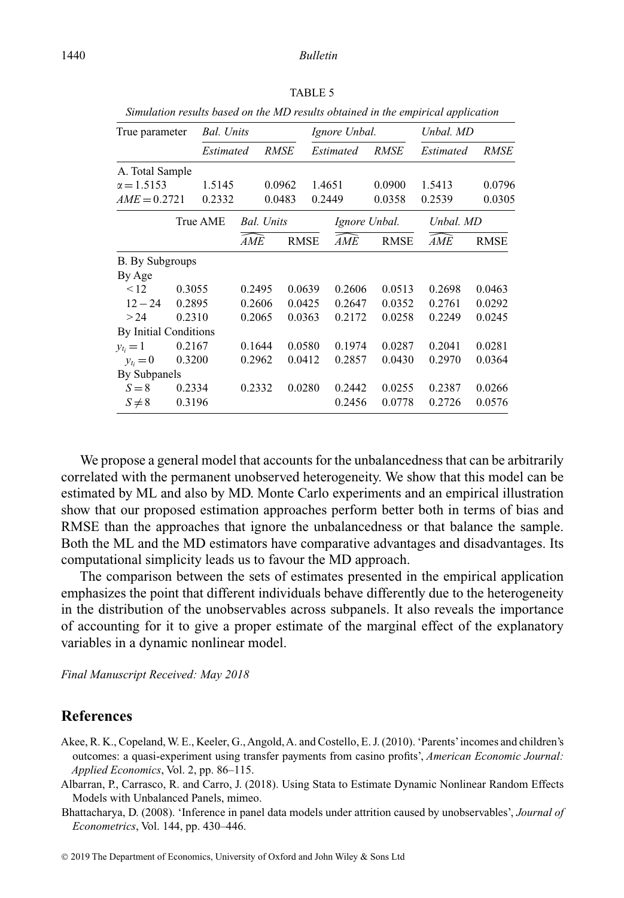TABLE 5

*Simulation results based on the MD results obtained in the empirical application*

| True parameter | *Bal. Units* | | *Ignore Unbal.* | | *Unbal. MD* | |
|---|---|---|---|---|---|---|
| | *Estimated* | *RMSE* | *Estimated* | *RMSE* | *Estimated* | *RMSE* |
| A. Total Sample | | | | | | |
| $\alpha = 1.5153$ | 1.5145 | 0.0962 | 1.4651 | 0.0900 | 1.5413 | 0.0796 |
| $AME = 0.2721$ | 0.2332 | 0.0483 | 0.2449 | 0.0358 | 0.2539 | 0.0305 |

| | True AME | *Bal. Units* | | *Ignore Unbal.* | | *Unbal. MD* | |
|---|---|---|---|---|---|---|---|
| | | $\widehat{AME}$ | RMSE | $\widehat{AME}$ | RMSE | $\widehat{AME}$ | RMSE |
| B. By Subgroups | | | | | | | |
| By Age | | | | | | | |
| $<12$ | 0.3055 | 0.2495 | 0.0639 | 0.2606 | 0.0513 | 0.2698 | 0.0463 |
| $12-24$ | 0.2895 | 0.2606 | 0.0425 | 0.2647 | 0.0352 | 0.2761 | 0.0292 |
| $>24$ | 0.2310 | 0.2065 | 0.0363 | 0.2172 | 0.0258 | 0.2249 | 0.0245 |
| By Initial Conditions | | | | | | | |
| $y_{t_i}=1$ | 0.2167 | 0.1644 | 0.0580 | 0.1974 | 0.0287 | 0.2041 | 0.0281 |
| $y_{t_i}=0$ | 0.3200 | 0.2962 | 0.0412 | 0.2857 | 0.0430 | 0.2970 | 0.0364 |
| By Subpanels | | | | | | | |
| $S=8$ | 0.2334 | 0.2332 | 0.0280 | 0.2442 | 0.0255 | 0.2387 | 0.0266 |
| $S \neq 8$ | 0.3196 | | | 0.2456 | 0.0778 | 0.2726 | 0.0576 |

We propose a general model that accounts for the unbalancedness that can be arbitrarily correlated with the permanent unobserved heterogeneity. We show that this model can be estimated by ML and also by MD. Monte Carlo experiments and an empirical illustration show that our proposed estimation approaches perform better both in terms of bias and RMSE than the approaches that ignore the unbalancedness or that balance the sample. Both the ML and the MD estimators have comparative advantages and disadvantages. Its computational simplicity leads us to favour the MD approach.

The comparison between the sets of estimates presented in the empirical application emphasizes the point that different individuals behave differently due to the heterogeneity in the distribution of the unobservables across subpanels. It also reveals the importance of accounting for it to give a proper estimate of the marginal effect of the explanatory variables in a dynamic nonlinear model.

*Final Manuscript Received: May 2018*

## References

Akee, R. K., Copeland, W. E., Keeler, G., Angold, A. and Costello, E. J. (2010). 'Parents' incomes and children's outcomes: a quasi-experiment using transfer payments from casino profits', *American Economic Journal: Applied Economics*, Vol. 2, pp. 86–115.

Albarran, P., Carrasco, R. and Carro, J. (2018). Using Stata to Estimate Dynamic Nonlinear Random Effects Models with Unbalanced Panels, mimeo.

Bhattacharya, D. (2008). 'Inference in panel data models under attrition caused by unobservables', *Journal of Econometrics*, Vol. 144, pp. 430–446.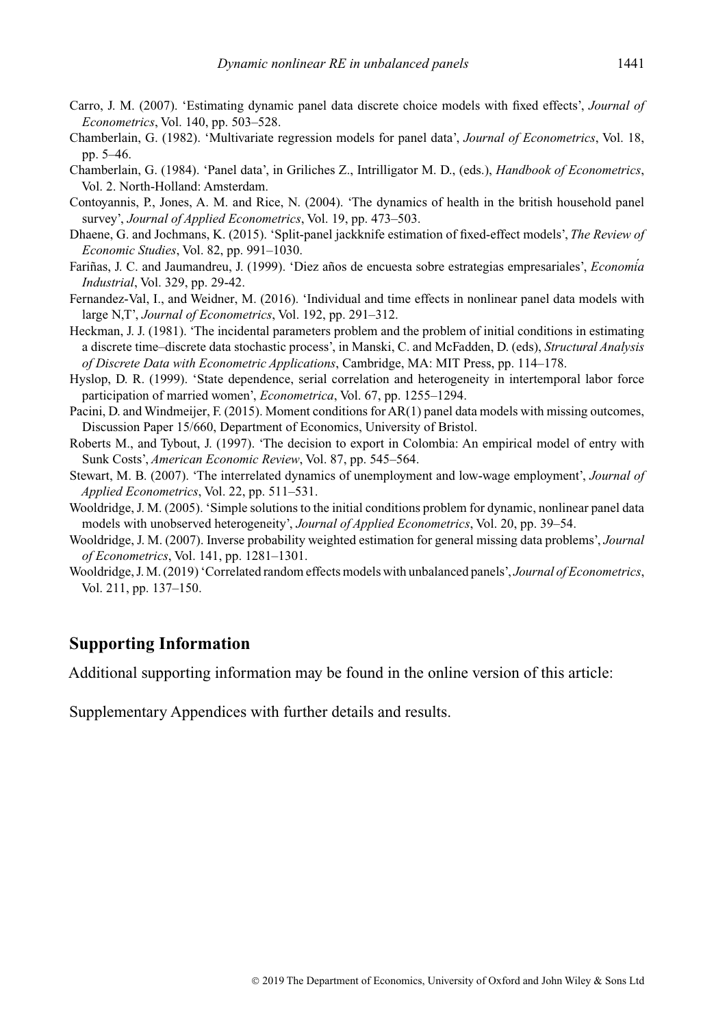Carro, J. M. (2007). 'Estimating dynamic panel data discrete choice models with fixed effects', *Journal of Econometrics*, Vol. 140, pp. 503–528.

Chamberlain, G. (1982). 'Multivariate regression models for panel data', *Journal of Econometrics*, Vol. 18, pp. 5–46.

Chamberlain, G. (1984). 'Panel data', in Griliches Z., Intrilligator M. D., (eds.), *Handbook of Econometrics*, Vol. 2. North-Holland: Amsterdam.

Contoyannis, P., Jones, A. M. and Rice, N. (2004). 'The dynamics of health in the british household panel survey', *Journal of Applied Econometrics*, Vol. 19, pp. 473–503.

Dhaene, G. and Jochmans, K. (2015). 'Split-panel jackknife estimation of fixed-effect models', *The Review of Economic Studies*, Vol. 82, pp. 991–1030.

Fariñas, J. C. and Jaumandreu, J. (1999). 'Diez años de encuesta sobre estrategias empresariales', *Economía Industrial*, Vol. 329, pp. 29-42.

Fernandez-Val, I., and Weidner, M. (2016). 'Individual and time effects in nonlinear panel data models with large N,T', *Journal of Econometrics*, Vol. 192, pp. 291–312.

Heckman, J. J. (1981). 'The incidental parameters problem and the problem of initial conditions in estimating a discrete time–discrete data stochastic process', in Manski, C. and McFadden, D. (eds), *Structural Analysis of Discrete Data with Econometric Applications*, Cambridge, MA: MIT Press, pp. 114–178.

Hyslop, D. R. (1999). 'State dependence, serial correlation and heterogeneity in intertemporal labor force participation of married women', *Econometrica*, Vol. 67, pp. 1255–1294.

Pacini, D. and Windmeijer, F. (2015). Moment conditions for AR(1) panel data models with missing outcomes, Discussion Paper 15/660, Department of Economics, University of Bristol.

Roberts M., and Tybout, J. (1997). 'The decision to export in Colombia: An empirical model of entry with Sunk Costs', *American Economic Review*, Vol. 87, pp. 545–564.

Stewart, M. B. (2007). 'The interrelated dynamics of unemployment and low-wage employment', *Journal of Applied Econometrics*, Vol. 22, pp. 511–531.

Wooldridge, J. M. (2005). 'Simple solutions to the initial conditions problem for dynamic, nonlinear panel data models with unobserved heterogeneity', *Journal of Applied Econometrics*, Vol. 20, pp. 39–54.

Wooldridge, J. M. (2007). Inverse probability weighted estimation for general missing data problems', *Journal of Econometrics*, Vol. 141, pp. 1281–1301.

Wooldridge, J. M. (2019) 'Correlated random effects models with unbalanced panels', *Journal of Econometrics*, Vol. 211, pp. 137–150.

## Supporting Information

Additional supporting information may be found in the online version of this article:

Supplementary Appendices with further details and results.